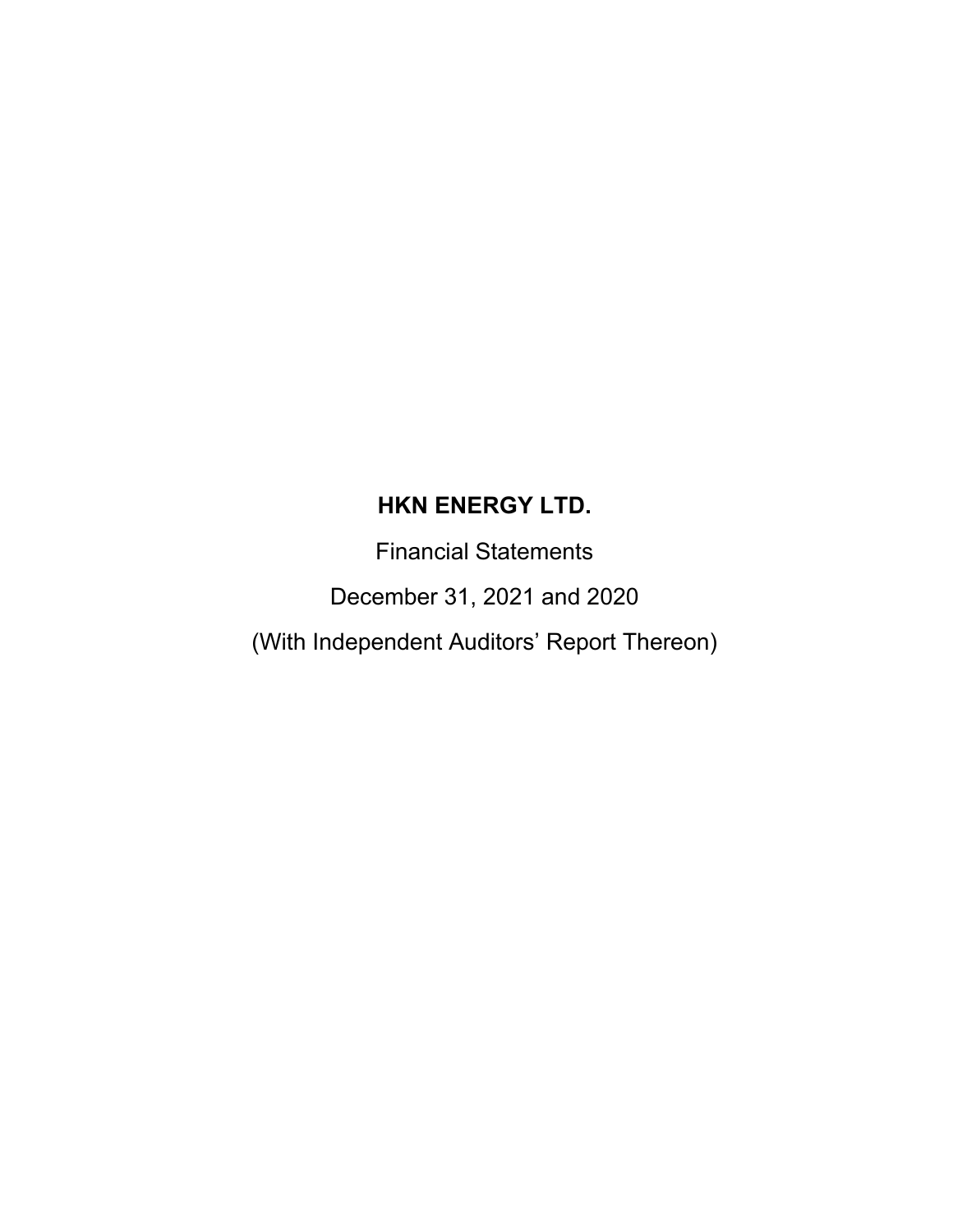# HKN ENERGY LTD.

Financial Statements

December 31, 2021 and 2020

(With Independent Auditors' Report Thereon)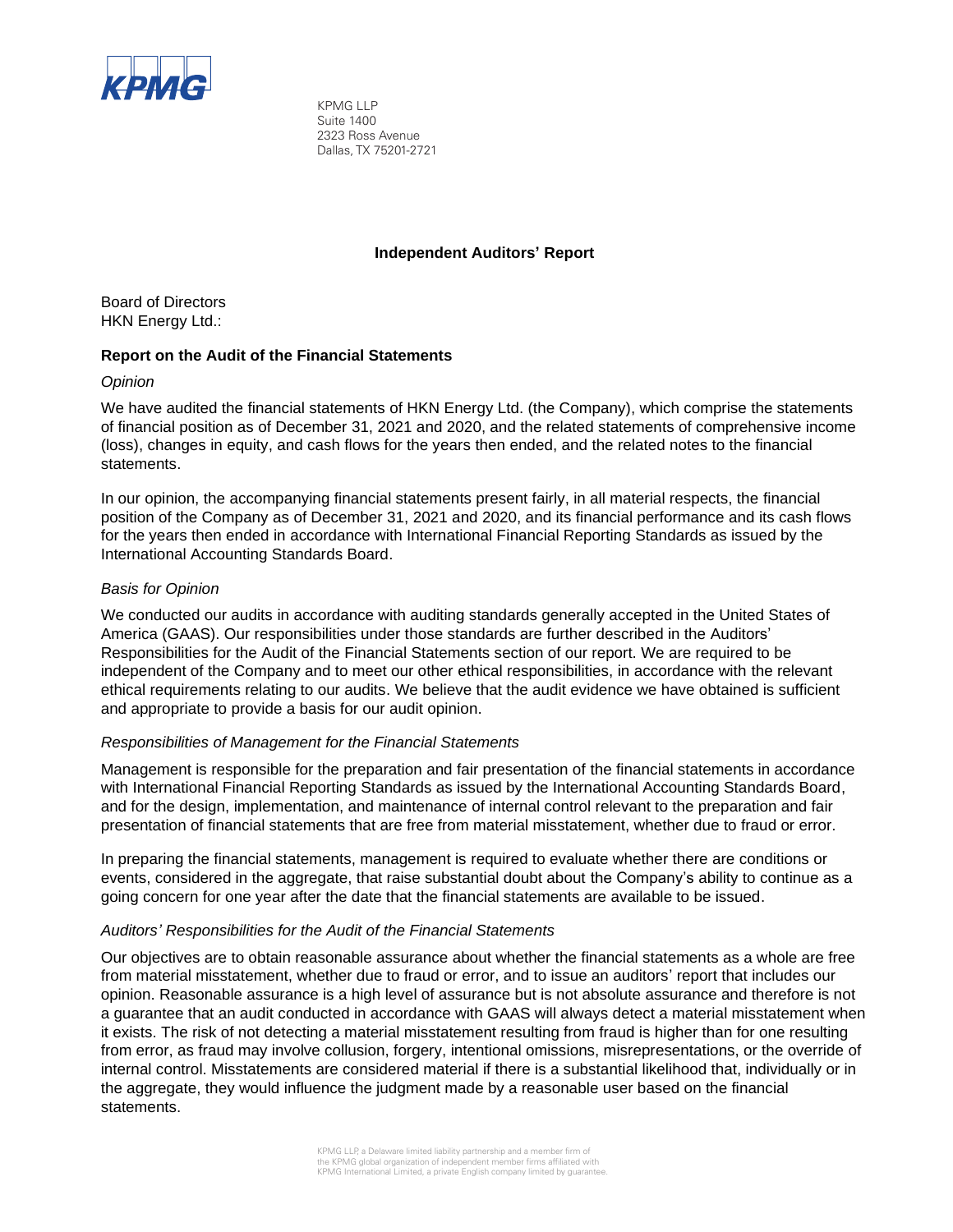KPMG LLP
Suite 1400
2323 Ross Avenue
Dallas, TX 75201-2721

## Independent Auditors' Report

Board of Directors
HKN Energy Ltd.:

### Report on the Audit of the Financial Statements

*Opinion*

We have audited the financial statements of HKN Energy Ltd. (the Company), which comprise the statements of financial position as of December 31, 2021 and 2020, and the related statements of comprehensive income (loss), changes in equity, and cash flows for the years then ended, and the related notes to the financial statements.

In our opinion, the accompanying financial statements present fairly, in all material respects, the financial position of the Company as of December 31, 2021 and 2020, and its financial performance and its cash flows for the years then ended in accordance with International Financial Reporting Standards as issued by the International Accounting Standards Board.

*Basis for Opinion*

We conducted our audits in accordance with auditing standards generally accepted in the United States of America (GAAS). Our responsibilities under those standards are further described in the Auditors' Responsibilities for the Audit of the Financial Statements section of our report. We are required to be independent of the Company and to meet our other ethical responsibilities, in accordance with the relevant ethical requirements relating to our audits. We believe that the audit evidence we have obtained is sufficient and appropriate to provide a basis for our audit opinion.

*Responsibilities of Management for the Financial Statements*

Management is responsible for the preparation and fair presentation of the financial statements in accordance with International Financial Reporting Standards as issued by the International Accounting Standards Board, and for the design, implementation, and maintenance of internal control relevant to the preparation and fair presentation of financial statements that are free from material misstatement, whether due to fraud or error.

In preparing the financial statements, management is required to evaluate whether there are conditions or events, considered in the aggregate, that raise substantial doubt about the Company's ability to continue as a going concern for one year after the date that the financial statements are available to be issued.

*Auditors' Responsibilities for the Audit of the Financial Statements*

Our objectives are to obtain reasonable assurance about whether the financial statements as a whole are free from material misstatement, whether due to fraud or error, and to issue an auditors' report that includes our opinion. Reasonable assurance is a high level of assurance but is not absolute assurance and therefore is not a guarantee that an audit conducted in accordance with GAAS will always detect a material misstatement when it exists. The risk of not detecting a material misstatement resulting from fraud is higher than for one resulting from error, as fraud may involve collusion, forgery, intentional omissions, misrepresentations, or the override of internal control. Misstatements are considered material if there is a substantial likelihood that, individually or in the aggregate, they would influence the judgment made by a reasonable user based on the financial statements.

KPMG LLP, a Delaware limited liability partnership and a member firm of the KPMG global organization of independent member firms affiliated with KPMG International Limited, a private English company limited by guarantee.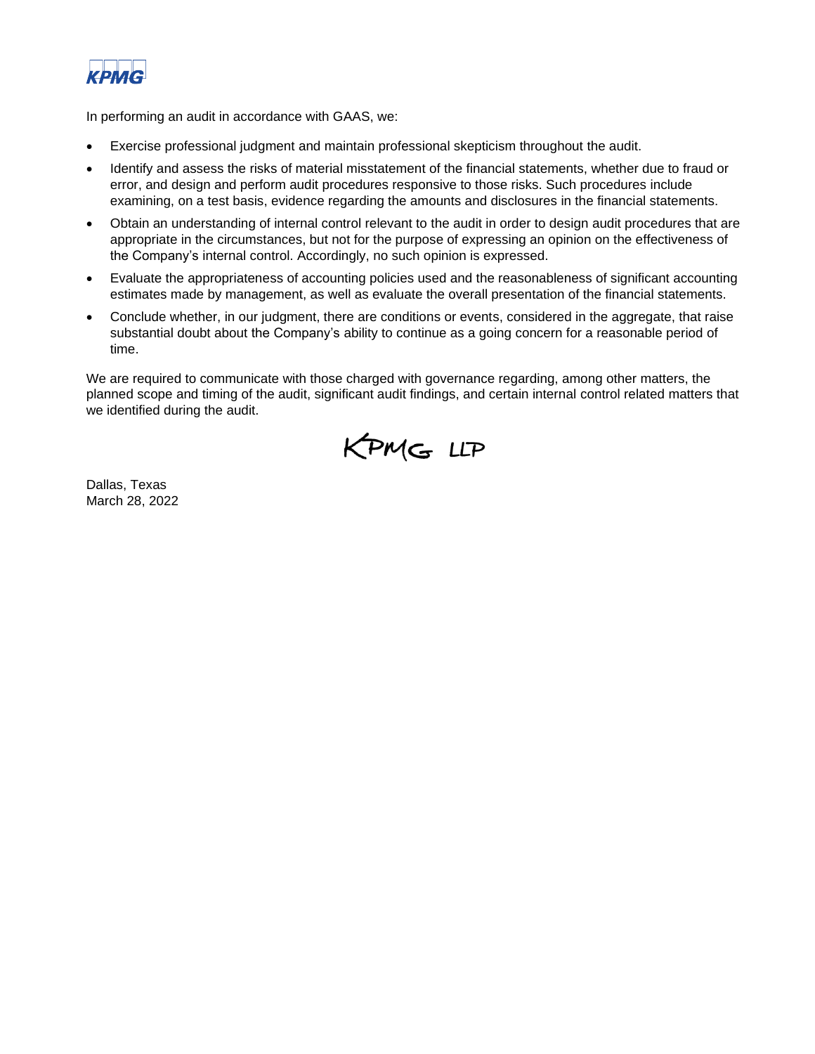In performing an audit in accordance with GAAS, we:

- Exercise professional judgment and maintain professional skepticism throughout the audit.
- Identify and assess the risks of material misstatement of the financial statements, whether due to fraud or error, and design and perform audit procedures responsive to those risks. Such procedures include examining, on a test basis, evidence regarding the amounts and disclosures in the financial statements.
- Obtain an understanding of internal control relevant to the audit in order to design audit procedures that are appropriate in the circumstances, but not for the purpose of expressing an opinion on the effectiveness of the Company's internal control. Accordingly, no such opinion is expressed.
- Evaluate the appropriateness of accounting policies used and the reasonableness of significant accounting estimates made by management, as well as evaluate the overall presentation of the financial statements.
- Conclude whether, in our judgment, there are conditions or events, considered in the aggregate, that raise substantial doubt about the Company's ability to continue as a going concern for a reasonable period of time.

We are required to communicate with those charged with governance regarding, among other matters, the planned scope and timing of the audit, significant audit findings, and certain internal control related matters that we identified during the audit.

KPMG LLP

Dallas, Texas
March 28, 2022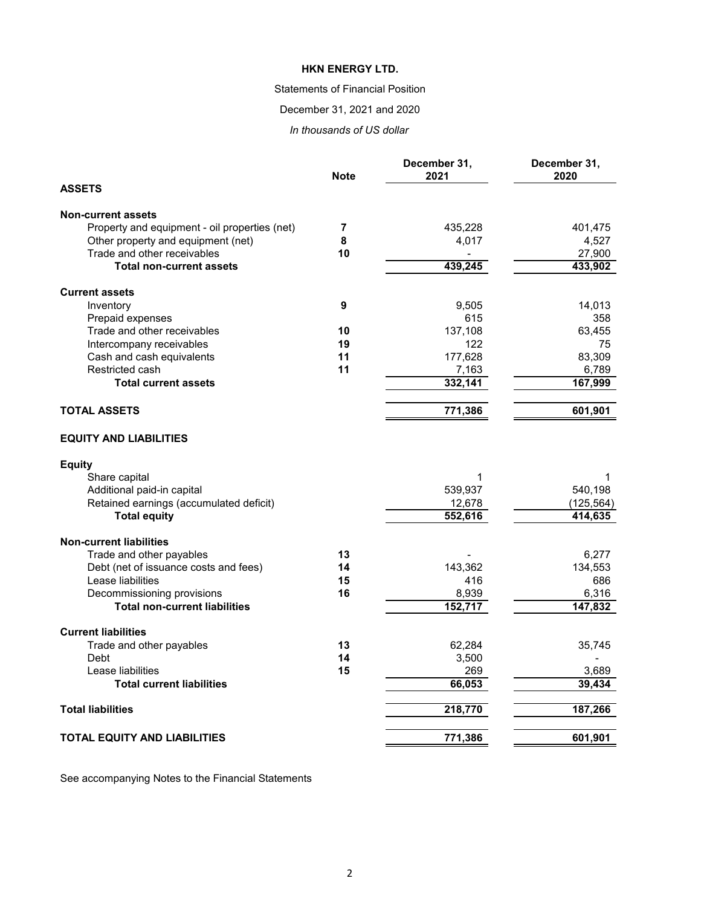# HKN ENERGY LTD.

Statements of Financial Position

December 31, 2021 and 2020

*In thousands of US dollar*

| | Note | December 31, 2021 | December 31, 2020 |
|---|---|---|---|
| **ASSETS** | | | |
| **Non-current assets** | | | |
| Property and equipment - oil properties (net) | **7** | 435,228 | 401,475 |
| Other property and equipment (net) | **8** | 4,017 | 4,527 |
| Trade and other receivables | **10** | - | 27,900 |
| **Total non-current assets** | | **439,245** | **433,902** |
| **Current assets** | | | |
| Inventory | **9** | 9,505 | 14,013 |
| Prepaid expenses | | 615 | 358 |
| Trade and other receivables | **10** | 137,108 | 63,455 |
| Intercompany receivables | **19** | 122 | 75 |
| Cash and cash equivalents | **11** | 177,628 | 83,309 |
| Restricted cash | **11** | 7,163 | 6,789 |
| **Total current assets** | | **332,141** | **167,999** |
| **TOTAL ASSETS** | | **771,386** | **601,901** |
| **EQUITY AND LIABILITIES** | | | |
| **Equity** | | | |
| Share capital | | 1 | 1 |
| Additional paid-in capital | | 539,937 | 540,198 |
| Retained earnings (accumulated deficit) | | 12,678 | (125,564) |
| **Total equity** | | **552,616** | **414,635** |
| **Non-current liabilities** | | | |
| Trade and other payables | **13** | - | 6,277 |
| Debt (net of issuance costs and fees) | **14** | 143,362 | 134,553 |
| Lease liabilities | **15** | 416 | 686 |
| Decommissioning provisions | **16** | 8,939 | 6,316 |
| **Total non-current liabilities** | | **152,717** | **147,832** |
| **Current liabilities** | | | |
| Trade and other payables | **13** | 62,284 | 35,745 |
| Debt | **14** | 3,500 | - |
| Lease liabilities | **15** | 269 | 3,689 |
| **Total current liabilities** | | **66,053** | **39,434** |
| **Total liabilities** | | **218,770** | **187,266** |
| **TOTAL EQUITY AND LIABILITIES** | | **771,386** | **601,901** |

See accompanying Notes to the Financial Statements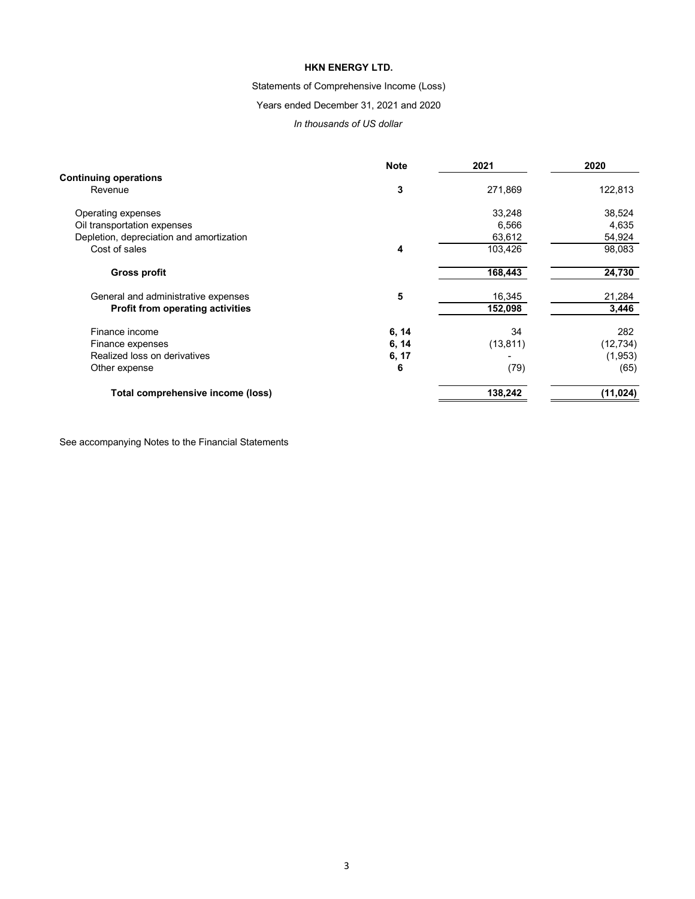# HKN ENERGY LTD.

Statements of Comprehensive Income (Loss)

Years ended December 31, 2021 and 2020

*In thousands of US dollar*

| | Note | 2021 | 2020 |
|---|---|---|---|
| **Continuing operations** | | | |
| Revenue | **3** | 271,869 | 122,813 |
| Operating expenses | | 33,248 | 38,524 |
| Oil transportation expenses | | 6,566 | 4,635 |
| Depletion, depreciation and amortization | | 63,612 | 54,924 |
| Cost of sales | **4** | 103,426 | 98,083 |
| **Gross profit** | | **168,443** | **24,730** |
| General and administrative expenses | **5** | 16,345 | 21,284 |
| **Profit from operating activities** | | **152,098** | **3,446** |
| Finance income | **6, 14** | 34 | 282 |
| Finance expenses | **6, 14** | (13,811) | (12,734) |
| Realized loss on derivatives | **6, 17** | - | (1,953) |
| Other expense | **6** | (79) | (65) |
| **Total comprehensive income (loss)** | | **138,242** | **(11,024)** |

See accompanying Notes to the Financial Statements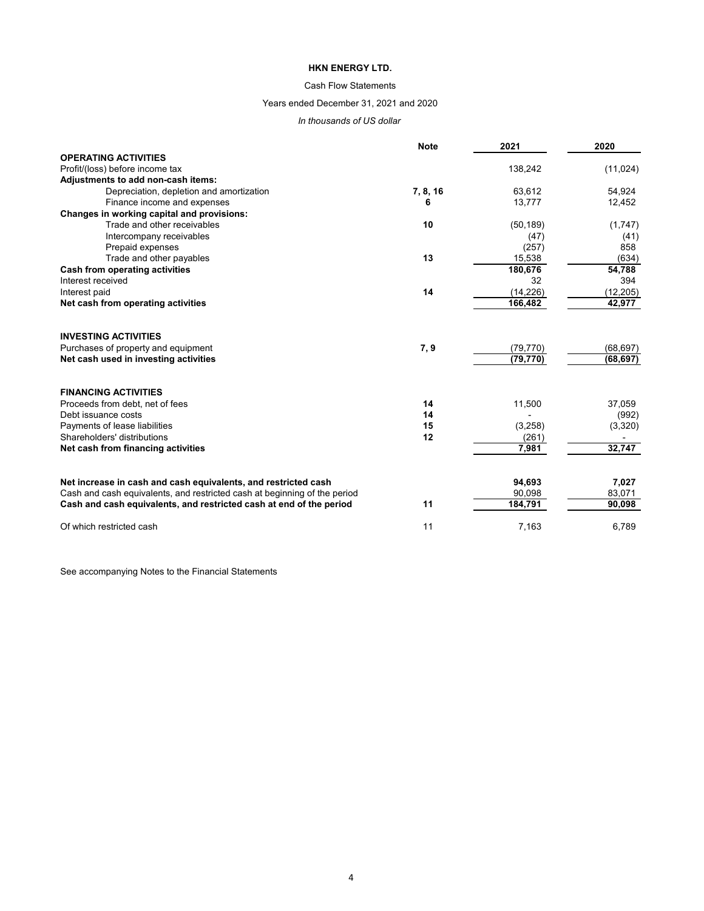# HKN ENERGY LTD.

Cash Flow Statements

Years ended December 31, 2021 and 2020

*In thousands of US dollar*

| | Note | 2021 | 2020 |
|---|---|---|---|
| **OPERATING ACTIVITIES** | | | |
| Profit/(loss) before income tax | | 138,242 | (11,024) |
| **Adjustments to add non-cash items:** | | | |
| Depreciation, depletion and amortization | **7, 8, 16** | 63,612 | 54,924 |
| Finance income and expenses | **6** | 13,777 | 12,452 |
| **Changes in working capital and provisions:** | | | |
| Trade and other receivables | **10** | (50,189) | (1,747) |
| Intercompany receivables | | (47) | (41) |
| Prepaid expenses | | (257) | 858 |
| Trade and other payables | **13** | 15,538 | (634) |
| **Cash from operating activities** | | **180,676** | **54,788** |
| Interest received | | 32 | 394 |
| Interest paid | **14** | (14,226) | (12,205) |
| **Net cash from operating activities** | | **166,482** | **42,977** |
| | | | |
| **INVESTING ACTIVITIES** | | | |
| Purchases of property and equipment | **7, 9** | (79,770) | (68,697) |
| **Net cash used in investing activities** | | **(79,770)** | **(68,697)** |
| | | | |
| **FINANCING ACTIVITIES** | | | |
| Proceeds from debt, net of fees | **14** | 11,500 | 37,059 |
| Debt issuance costs | **14** | - | (992) |
| Payments of lease liabilities | **15** | (3,258) | (3,320) |
| Shareholders' distributions | **12** | (261) | - |
| **Net cash from financing activities** | | **7,981** | **32,747** |
| | | | |
| **Net increase in cash and cash equivalents, and restricted cash** | | **94,693** | **7,027** |
| Cash and cash equivalents, and restricted cash at beginning of the period | | 90,098 | 83,071 |
| **Cash and cash equivalents, and restricted cash at end of the period** | **11** | **184,791** | **90,098** |
| | | | |
| Of which restricted cash | 11 | 7,163 | 6,789 |

See accompanying Notes to the Financial Statements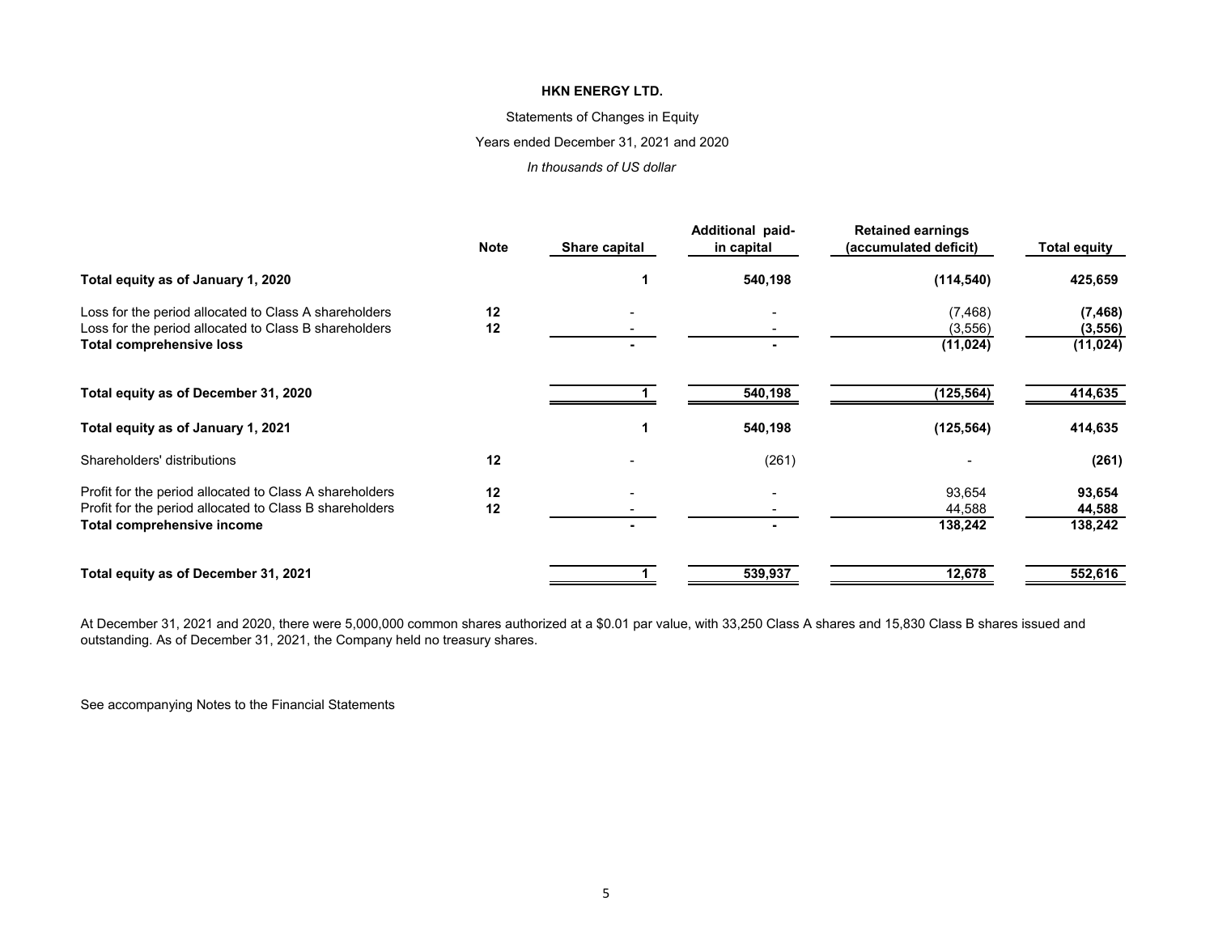**HKN ENERGY LTD.**

Statements of Changes in Equity

Years ended December 31, 2021 and 2020

*In thousands of US dollar*

| | Note | Share capital | Additional paid-in capital | Retained earnings (accumulated deficit) | Total equity |
|---|---|---|---|---|---|
| **Total equity as of January 1, 2020** | | **1** | **540,198** | **(114,540)** | **425,659** |
| Loss for the period allocated to Class A shareholders | **12** | - | - | (7,468) | **(7,468)** |
| Loss for the period allocated to Class B shareholders | **12** | - | - | (3,556) | **(3,556)** |
| **Total comprehensive loss** | | **-** | **-** | **(11,024)** | **(11,024)** |
| **Total equity as of December 31, 2020** | | **1** | **540,198** | **(125,564)** | **414,635** |
| **Total equity as of January 1, 2021** | | **1** | **540,198** | **(125,564)** | **414,635** |
| Shareholders' distributions | **12** | - | (261) | - | **(261)** |
| Profit for the period allocated to Class A shareholders | **12** | - | - | 93,654 | **93,654** |
| Profit for the period allocated to Class B shareholders | **12** | - | - | 44,588 | **44,588** |
| **Total comprehensive income** | | **-** | **-** | **138,242** | **138,242** |
| **Total equity as of December 31, 2021** | | **1** | **539,937** | **12,678** | **552,616** |

At December 31, 2021 and 2020, there were 5,000,000 common shares authorized at a $0.01 par value, with 33,250 Class A shares and 15,830 Class B shares issued and outstanding. As of December 31, 2021, the Company held no treasury shares.

See accompanying Notes to the Financial Statements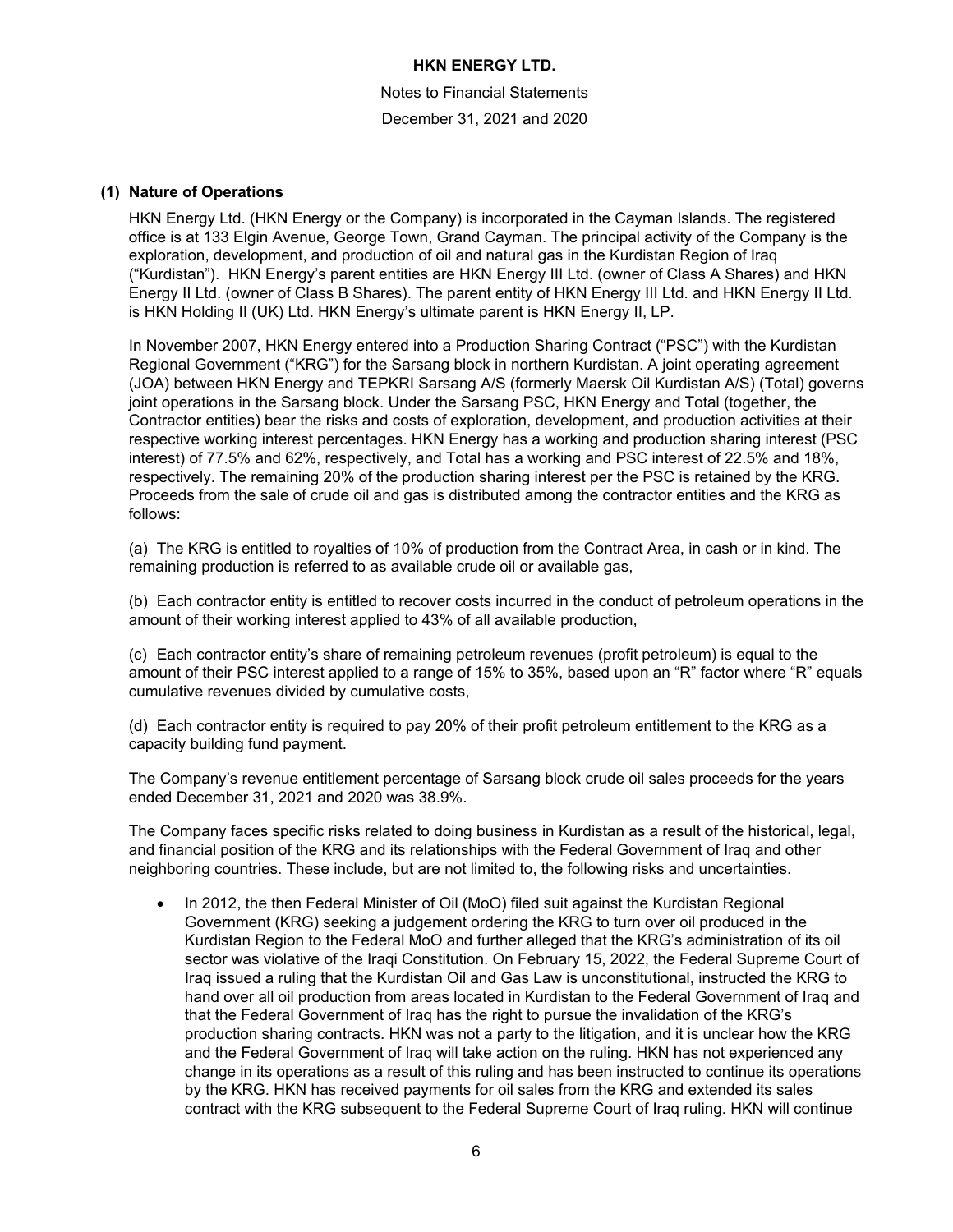### (1) Nature of Operations

HKN Energy Ltd. (HKN Energy or the Company) is incorporated in the Cayman Islands. The registered office is at 133 Elgin Avenue, George Town, Grand Cayman. The principal activity of the Company is the exploration, development, and production of oil and natural gas in the Kurdistan Region of Iraq ("Kurdistan"). HKN Energy's parent entities are HKN Energy III Ltd. (owner of Class A Shares) and HKN Energy II Ltd. (owner of Class B Shares). The parent entity of HKN Energy III Ltd. and HKN Energy II Ltd. is HKN Holding II (UK) Ltd. HKN Energy's ultimate parent is HKN Energy II, LP.

In November 2007, HKN Energy entered into a Production Sharing Contract ("PSC") with the Kurdistan Regional Government ("KRG") for the Sarsang block in northern Kurdistan. A joint operating agreement (JOA) between HKN Energy and TEPKRI Sarsang A/S (formerly Maersk Oil Kurdistan A/S) (Total) governs joint operations in the Sarsang block. Under the Sarsang PSC, HKN Energy and Total (together, the Contractor entities) bear the risks and costs of exploration, development, and production activities at their respective working interest percentages. HKN Energy has a working and production sharing interest (PSC interest) of 77.5% and 62%, respectively, and Total has a working and PSC interest of 22.5% and 18%, respectively. The remaining 20% of the production sharing interest per the PSC is retained by the KRG. Proceeds from the sale of crude oil and gas is distributed among the contractor entities and the KRG as follows:

(a) The KRG is entitled to royalties of 10% of production from the Contract Area, in cash or in kind. The remaining production is referred to as available crude oil or available gas,

(b) Each contractor entity is entitled to recover costs incurred in the conduct of petroleum operations in the amount of their working interest applied to 43% of all available production,

(c) Each contractor entity's share of remaining petroleum revenues (profit petroleum) is equal to the amount of their PSC interest applied to a range of 15% to 35%, based upon an "R" factor where "R" equals cumulative revenues divided by cumulative costs,

(d) Each contractor entity is required to pay 20% of their profit petroleum entitlement to the KRG as a capacity building fund payment.

The Company's revenue entitlement percentage of Sarsang block crude oil sales proceeds for the years ended December 31, 2021 and 2020 was 38.9%.

The Company faces specific risks related to doing business in Kurdistan as a result of the historical, legal, and financial position of the KRG and its relationships with the Federal Government of Iraq and other neighboring countries. These include, but are not limited to, the following risks and uncertainties.

- In 2012, the then Federal Minister of Oil (MoO) filed suit against the Kurdistan Regional Government (KRG) seeking a judgement ordering the KRG to turn over oil produced in the Kurdistan Region to the Federal MoO and further alleged that the KRG's administration of its oil sector was violative of the Iraqi Constitution. On February 15, 2022, the Federal Supreme Court of Iraq issued a ruling that the Kurdistan Oil and Gas Law is unconstitutional, instructed the KRG to hand over all oil production from areas located in Kurdistan to the Federal Government of Iraq and that the Federal Government of Iraq has the right to pursue the invalidation of the KRG's production sharing contracts. HKN was not a party to the litigation, and it is unclear how the KRG and the Federal Government of Iraq will take action on the ruling. HKN has not experienced any change in its operations as a result of this ruling and has been instructed to continue its operations by the KRG. HKN has received payments for oil sales from the KRG and extended its sales contract with the KRG subsequent to the Federal Supreme Court of Iraq ruling. HKN will continue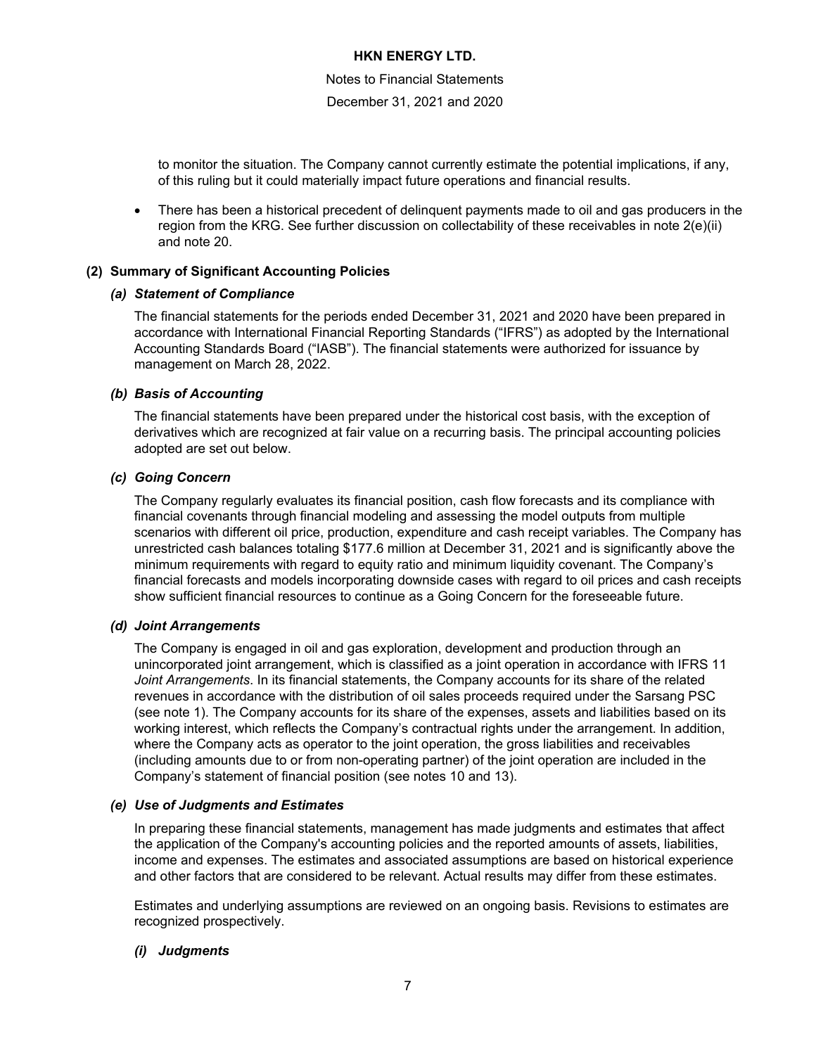to monitor the situation. The Company cannot currently estimate the potential implications, if any, of this ruling but it could materially impact future operations and financial results.

- There has been a historical precedent of delinquent payments made to oil and gas producers in the region from the KRG. See further discussion on collectability of these receivables in note 2(e)(ii) and note 20.

## (2) Summary of Significant Accounting Policies

### *(a) Statement of Compliance*

The financial statements for the periods ended December 31, 2021 and 2020 have been prepared in accordance with International Financial Reporting Standards ("IFRS") as adopted by the International Accounting Standards Board ("IASB"). The financial statements were authorized for issuance by management on March 28, 2022.

### *(b) Basis of Accounting*

The financial statements have been prepared under the historical cost basis, with the exception of derivatives which are recognized at fair value on a recurring basis. The principal accounting policies adopted are set out below.

### *(c) Going Concern*

The Company regularly evaluates its financial position, cash flow forecasts and its compliance with financial covenants through financial modeling and assessing the model outputs from multiple scenarios with different oil price, production, expenditure and cash receipt variables. The Company has unrestricted cash balances totaling \$177.6 million at December 31, 2021 and is significantly above the minimum requirements with regard to equity ratio and minimum liquidity covenant. The Company's financial forecasts and models incorporating downside cases with regard to oil prices and cash receipts show sufficient financial resources to continue as a Going Concern for the foreseeable future.

### *(d) Joint Arrangements*

The Company is engaged in oil and gas exploration, development and production through an unincorporated joint arrangement, which is classified as a joint operation in accordance with IFRS 11 *Joint Arrangements*. In its financial statements, the Company accounts for its share of the related revenues in accordance with the distribution of oil sales proceeds required under the Sarsang PSC (see note 1). The Company accounts for its share of the expenses, assets and liabilities based on its working interest, which reflects the Company's contractual rights under the arrangement. In addition, where the Company acts as operator to the joint operation, the gross liabilities and receivables (including amounts due to or from non-operating partner) of the joint operation are included in the Company's statement of financial position (see notes 10 and 13).

### *(e) Use of Judgments and Estimates*

In preparing these financial statements, management has made judgments and estimates that affect the application of the Company's accounting policies and the reported amounts of assets, liabilities, income and expenses. The estimates and associated assumptions are based on historical experience and other factors that are considered to be relevant. Actual results may differ from these estimates.

Estimates and underlying assumptions are reviewed on an ongoing basis. Revisions to estimates are recognized prospectively.

#### *(i) Judgments*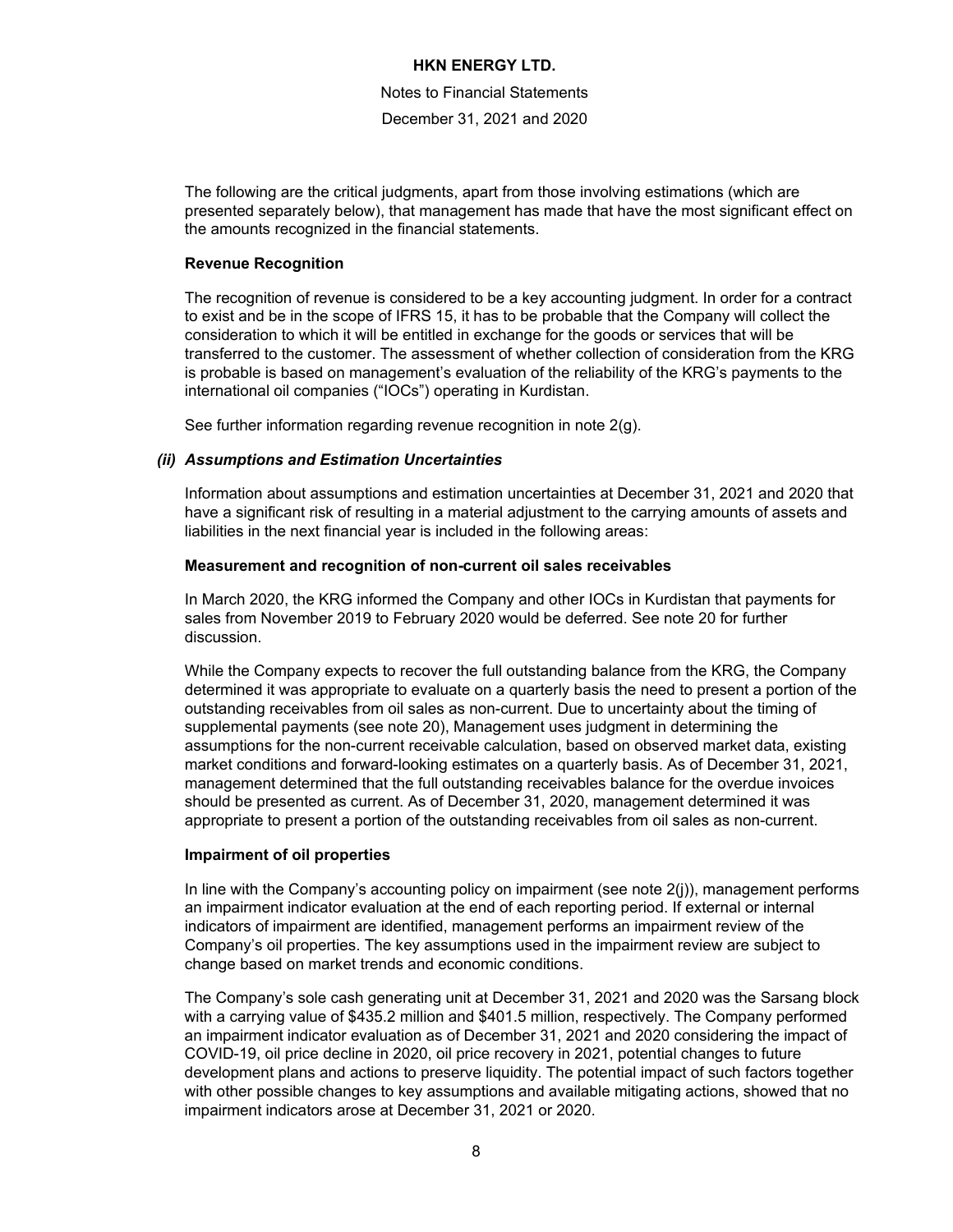The following are the critical judgments, apart from those involving estimations (which are presented separately below), that management has made that have the most significant effect on the amounts recognized in the financial statements.

**Revenue Recognition**

The recognition of revenue is considered to be a key accounting judgment. In order for a contract to exist and be in the scope of IFRS 15, it has to be probable that the Company will collect the consideration to which it will be entitled in exchange for the goods or services that will be transferred to the customer. The assessment of whether collection of consideration from the KRG is probable is based on management's evaluation of the reliability of the KRG's payments to the international oil companies ("IOCs") operating in Kurdistan.

See further information regarding revenue recognition in note 2(g).

### *(ii) Assumptions and Estimation Uncertainties*

Information about assumptions and estimation uncertainties at December 31, 2021 and 2020 that have a significant risk of resulting in a material adjustment to the carrying amounts of assets and liabilities in the next financial year is included in the following areas:

**Measurement and recognition of non-current oil sales receivables**

In March 2020, the KRG informed the Company and other IOCs in Kurdistan that payments for sales from November 2019 to February 2020 would be deferred. See note 20 for further discussion.

While the Company expects to recover the full outstanding balance from the KRG, the Company determined it was appropriate to evaluate on a quarterly basis the need to present a portion of the outstanding receivables from oil sales as non-current. Due to uncertainty about the timing of supplemental payments (see note 20), Management uses judgment in determining the assumptions for the non-current receivable calculation, based on observed market data, existing market conditions and forward-looking estimates on a quarterly basis. As of December 31, 2021, management determined that the full outstanding receivables balance for the overdue invoices should be presented as current. As of December 31, 2020, management determined it was appropriate to present a portion of the outstanding receivables from oil sales as non-current.

**Impairment of oil properties**

In line with the Company's accounting policy on impairment (see note 2(j)), management performs an impairment indicator evaluation at the end of each reporting period. If external or internal indicators of impairment are identified, management performs an impairment review of the Company's oil properties. The key assumptions used in the impairment review are subject to change based on market trends and economic conditions.

The Company's sole cash generating unit at December 31, 2021 and 2020 was the Sarsang block with a carrying value of $435.2 million and $401.5 million, respectively. The Company performed an impairment indicator evaluation as of December 31, 2021 and 2020 considering the impact of COVID-19, oil price decline in 2020, oil price recovery in 2021, potential changes to future development plans and actions to preserve liquidity. The potential impact of such factors together with other possible changes to key assumptions and available mitigating actions, showed that no impairment indicators arose at December 31, 2021 or 2020.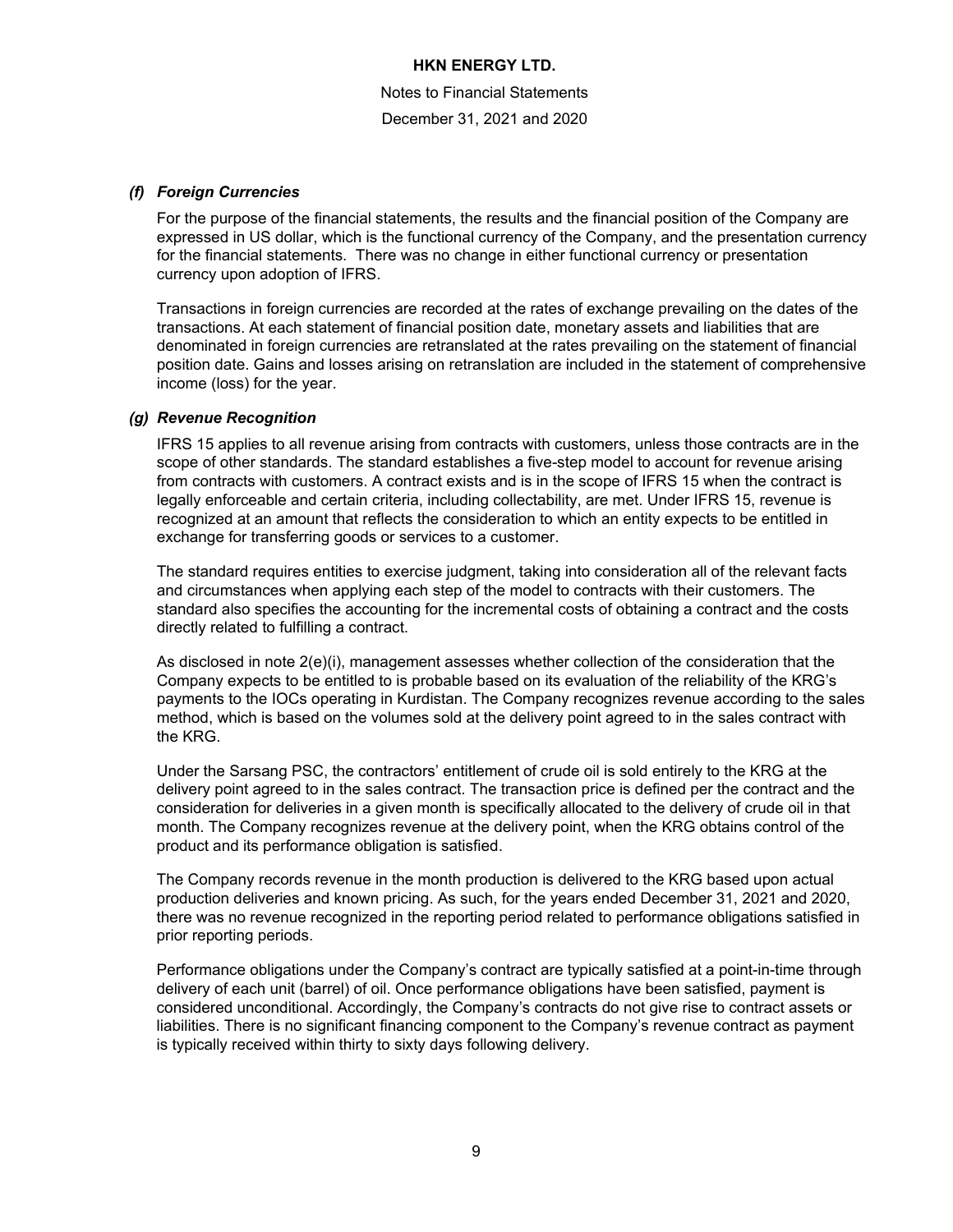### *(f) Foreign Currencies*

For the purpose of the financial statements, the results and the financial position of the Company are expressed in US dollar, which is the functional currency of the Company, and the presentation currency for the financial statements. There was no change in either functional currency or presentation currency upon adoption of IFRS.

Transactions in foreign currencies are recorded at the rates of exchange prevailing on the dates of the transactions. At each statement of financial position date, monetary assets and liabilities that are denominated in foreign currencies are retranslated at the rates prevailing on the statement of financial position date. Gains and losses arising on retranslation are included in the statement of comprehensive income (loss) for the year.

### *(g) Revenue Recognition*

IFRS 15 applies to all revenue arising from contracts with customers, unless those contracts are in the scope of other standards. The standard establishes a five-step model to account for revenue arising from contracts with customers. A contract exists and is in the scope of IFRS 15 when the contract is legally enforceable and certain criteria, including collectability, are met. Under IFRS 15, revenue is recognized at an amount that reflects the consideration to which an entity expects to be entitled in exchange for transferring goods or services to a customer.

The standard requires entities to exercise judgment, taking into consideration all of the relevant facts and circumstances when applying each step of the model to contracts with their customers. The standard also specifies the accounting for the incremental costs of obtaining a contract and the costs directly related to fulfilling a contract.

As disclosed in note 2(e)(i), management assesses whether collection of the consideration that the Company expects to be entitled to is probable based on its evaluation of the reliability of the KRG's payments to the IOCs operating in Kurdistan. The Company recognizes revenue according to the sales method, which is based on the volumes sold at the delivery point agreed to in the sales contract with the KRG.

Under the Sarsang PSC, the contractors' entitlement of crude oil is sold entirely to the KRG at the delivery point agreed to in the sales contract. The transaction price is defined per the contract and the consideration for deliveries in a given month is specifically allocated to the delivery of crude oil in that month. The Company recognizes revenue at the delivery point, when the KRG obtains control of the product and its performance obligation is satisfied.

The Company records revenue in the month production is delivered to the KRG based upon actual production deliveries and known pricing. As such, for the years ended December 31, 2021 and 2020, there was no revenue recognized in the reporting period related to performance obligations satisfied in prior reporting periods.

Performance obligations under the Company's contract are typically satisfied at a point-in-time through delivery of each unit (barrel) of oil. Once performance obligations have been satisfied, payment is considered unconditional. Accordingly, the Company's contracts do not give rise to contract assets or liabilities. There is no significant financing component to the Company's revenue contract as payment is typically received within thirty to sixty days following delivery.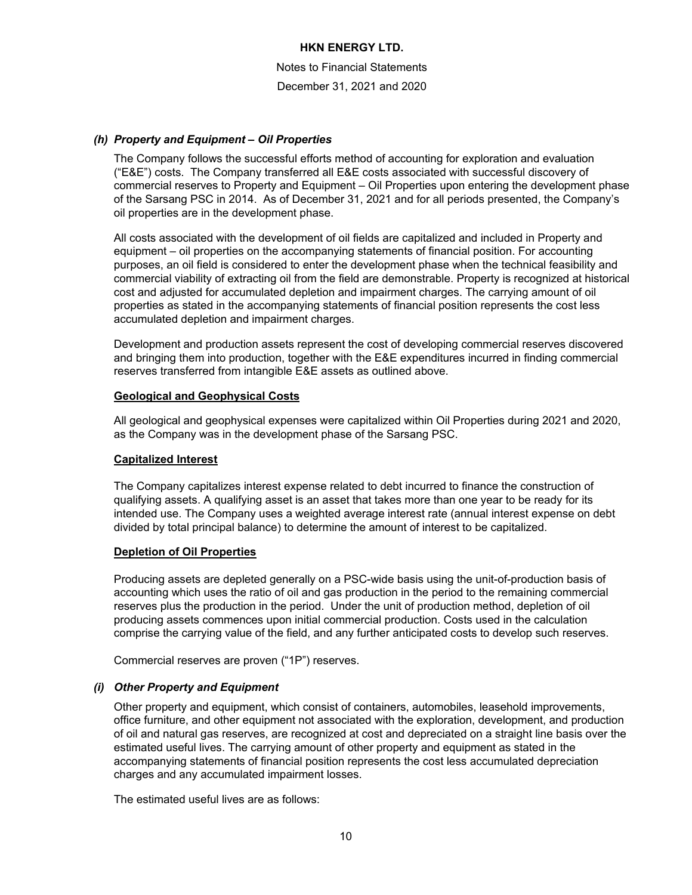### *(h) Property and Equipment – Oil Properties*

The Company follows the successful efforts method of accounting for exploration and evaluation ("E&E") costs. The Company transferred all E&E costs associated with successful discovery of commercial reserves to Property and Equipment – Oil Properties upon entering the development phase of the Sarsang PSC in 2014. As of December 31, 2021 and for all periods presented, the Company's oil properties are in the development phase.

All costs associated with the development of oil fields are capitalized and included in Property and equipment – oil properties on the accompanying statements of financial position. For accounting purposes, an oil field is considered to enter the development phase when the technical feasibility and commercial viability of extracting oil from the field are demonstrable. Property is recognized at historical cost and adjusted for accumulated depletion and impairment charges. The carrying amount of oil properties as stated in the accompanying statements of financial position represents the cost less accumulated depletion and impairment charges.

Development and production assets represent the cost of developing commercial reserves discovered and bringing them into production, together with the E&E expenditures incurred in finding commercial reserves transferred from intangible E&E assets as outlined above.

**Geological and Geophysical Costs**

All geological and geophysical expenses were capitalized within Oil Properties during 2021 and 2020, as the Company was in the development phase of the Sarsang PSC.

**Capitalized Interest**

The Company capitalizes interest expense related to debt incurred to finance the construction of qualifying assets. A qualifying asset is an asset that takes more than one year to be ready for its intended use. The Company uses a weighted average interest rate (annual interest expense on debt divided by total principal balance) to determine the amount of interest to be capitalized.

**Depletion of Oil Properties**

Producing assets are depleted generally on a PSC-wide basis using the unit-of-production basis of accounting which uses the ratio of oil and gas production in the period to the remaining commercial reserves plus the production in the period. Under the unit of production method, depletion of oil producing assets commences upon initial commercial production. Costs used in the calculation comprise the carrying value of the field, and any further anticipated costs to develop such reserves.

Commercial reserves are proven ("1P") reserves.

### *(i) Other Property and Equipment*

Other property and equipment, which consist of containers, automobiles, leasehold improvements, office furniture, and other equipment not associated with the exploration, development, and production of oil and natural gas reserves, are recognized at cost and depreciated on a straight line basis over the estimated useful lives. The carrying amount of other property and equipment as stated in the accompanying statements of financial position represents the cost less accumulated depreciation charges and any accumulated impairment losses.

The estimated useful lives are as follows: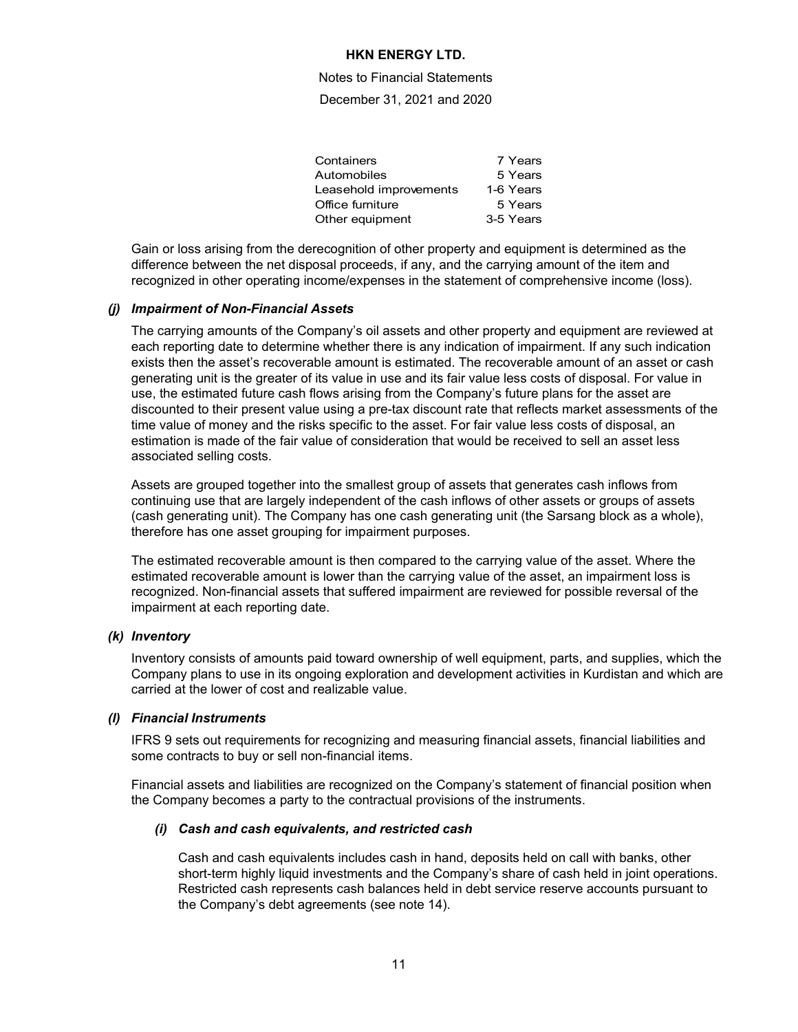| | |
|---|---|
| Containers | 7 Years |
| Automobiles | 5 Years |
| Leasehold improvements | 1-6 Years |
| Office furniture | 5 Years |
| Other equipment | 3-5 Years |

Gain or loss arising from the derecognition of other property and equipment is determined as the difference between the net disposal proceeds, if any, and the carrying amount of the item and recognized in other operating income/expenses in the statement of comprehensive income (loss).

### *(j) Impairment of Non-Financial Assets*

The carrying amounts of the Company's oil assets and other property and equipment are reviewed at each reporting date to determine whether there is any indication of impairment. If any such indication exists then the asset's recoverable amount is estimated. The recoverable amount of an asset or cash generating unit is the greater of its value in use and its fair value less costs of disposal. For value in use, the estimated future cash flows arising from the Company's future plans for the asset are discounted to their present value using a pre-tax discount rate that reflects market assessments of the time value of money and the risks specific to the asset. For fair value less costs of disposal, an estimation is made of the fair value of consideration that would be received to sell an asset less associated selling costs.

Assets are grouped together into the smallest group of assets that generates cash inflows from continuing use that are largely independent of the cash inflows of other assets or groups of assets (cash generating unit). The Company has one cash generating unit (the Sarsang block as a whole), therefore has one asset grouping for impairment purposes.

The estimated recoverable amount is then compared to the carrying value of the asset. Where the estimated recoverable amount is lower than the carrying value of the asset, an impairment loss is recognized. Non-financial assets that suffered impairment are reviewed for possible reversal of the impairment at each reporting date.

### *(k) Inventory*

Inventory consists of amounts paid toward ownership of well equipment, parts, and supplies, which the Company plans to use in its ongoing exploration and development activities in Kurdistan and which are carried at the lower of cost and realizable value.

### *(l) Financial Instruments*

IFRS 9 sets out requirements for recognizing and measuring financial assets, financial liabilities and some contracts to buy or sell non-financial items.

Financial assets and liabilities are recognized on the Company's statement of financial position when the Company becomes a party to the contractual provisions of the instruments.

#### *(i) Cash and cash equivalents, and restricted cash*

Cash and cash equivalents includes cash in hand, deposits held on call with banks, other short-term highly liquid investments and the Company's share of cash held in joint operations. Restricted cash represents cash balances held in debt service reserve accounts pursuant to the Company's debt agreements (see note 14).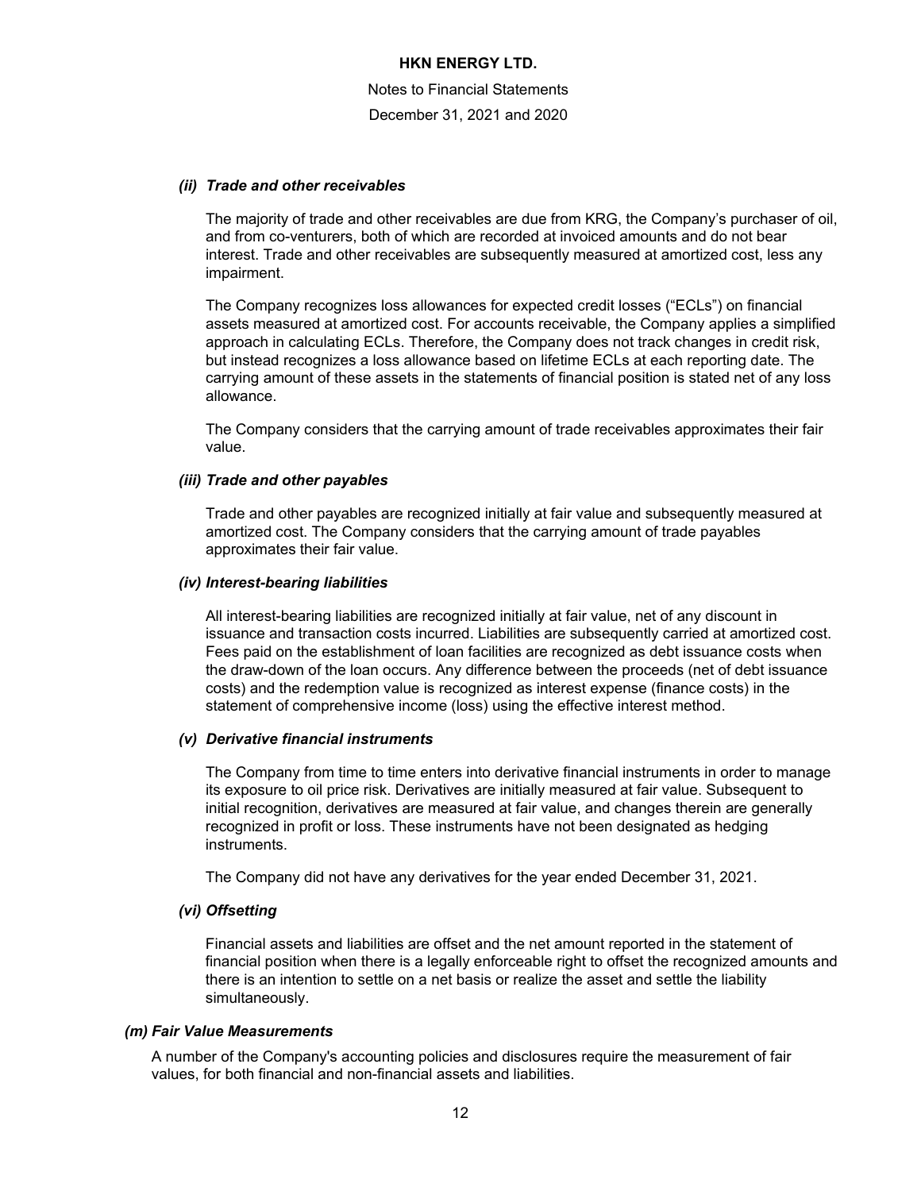##### *(ii) Trade and other receivables*

The majority of trade and other receivables are due from KRG, the Company's purchaser of oil, and from co-venturers, both of which are recorded at invoiced amounts and do not bear interest. Trade and other receivables are subsequently measured at amortized cost, less any impairment.

The Company recognizes loss allowances for expected credit losses ("ECLs") on financial assets measured at amortized cost. For accounts receivable, the Company applies a simplified approach in calculating ECLs. Therefore, the Company does not track changes in credit risk, but instead recognizes a loss allowance based on lifetime ECLs at each reporting date. The carrying amount of these assets in the statements of financial position is stated net of any loss allowance.

The Company considers that the carrying amount of trade receivables approximates their fair value.

##### *(iii) Trade and other payables*

Trade and other payables are recognized initially at fair value and subsequently measured at amortized cost. The Company considers that the carrying amount of trade payables approximates their fair value.

##### *(iv) Interest-bearing liabilities*

All interest-bearing liabilities are recognized initially at fair value, net of any discount in issuance and transaction costs incurred. Liabilities are subsequently carried at amortized cost. Fees paid on the establishment of loan facilities are recognized as debt issuance costs when the draw-down of the loan occurs. Any difference between the proceeds (net of debt issuance costs) and the redemption value is recognized as interest expense (finance costs) in the statement of comprehensive income (loss) using the effective interest method.

##### *(v) Derivative financial instruments*

The Company from time to time enters into derivative financial instruments in order to manage its exposure to oil price risk. Derivatives are initially measured at fair value. Subsequent to initial recognition, derivatives are measured at fair value, and changes therein are generally recognized in profit or loss. These instruments have not been designated as hedging instruments.

The Company did not have any derivatives for the year ended December 31, 2021.

##### *(vi) Offsetting*

Financial assets and liabilities are offset and the net amount reported in the statement of financial position when there is a legally enforceable right to offset the recognized amounts and there is an intention to settle on a net basis or realize the asset and settle the liability simultaneously.

#### *(m) Fair Value Measurements*

A number of the Company's accounting policies and disclosures require the measurement of fair values, for both financial and non-financial assets and liabilities.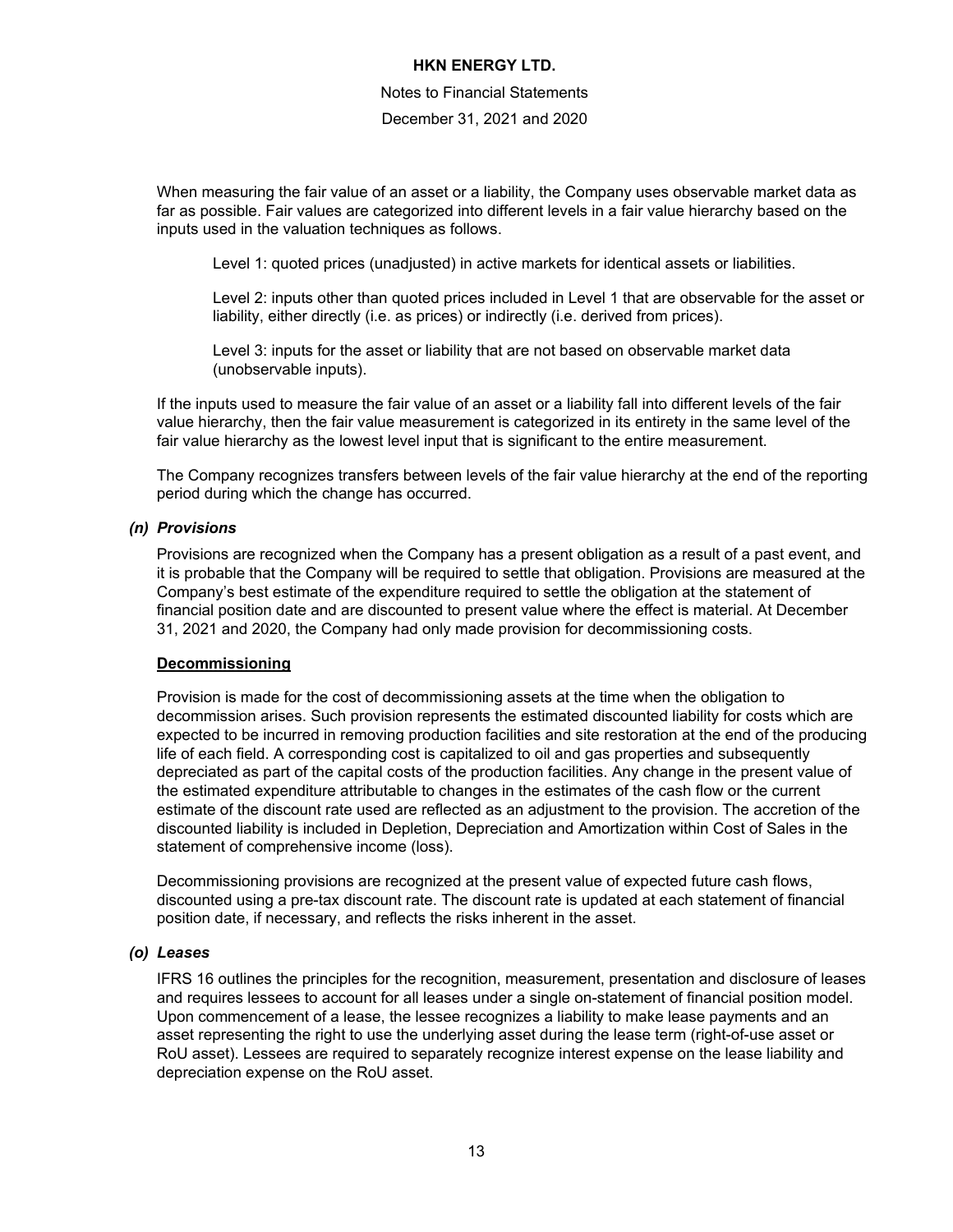When measuring the fair value of an asset or a liability, the Company uses observable market data as far as possible. Fair values are categorized into different levels in a fair value hierarchy based on the inputs used in the valuation techniques as follows.

Level 1: quoted prices (unadjusted) in active markets for identical assets or liabilities.

Level 2: inputs other than quoted prices included in Level 1 that are observable for the asset or liability, either directly (i.e. as prices) or indirectly (i.e. derived from prices).

Level 3: inputs for the asset or liability that are not based on observable market data (unobservable inputs).

If the inputs used to measure the fair value of an asset or a liability fall into different levels of the fair value hierarchy, then the fair value measurement is categorized in its entirety in the same level of the fair value hierarchy as the lowest level input that is significant to the entire measurement.

The Company recognizes transfers between levels of the fair value hierarchy at the end of the reporting period during which the change has occurred.

### *(n) Provisions*

Provisions are recognized when the Company has a present obligation as a result of a past event, and it is probable that the Company will be required to settle that obligation. Provisions are measured at the Company's best estimate of the expenditure required to settle the obligation at the statement of financial position date and are discounted to present value where the effect is material. At December 31, 2021 and 2020, the Company had only made provision for decommissioning costs.

**Decommissioning**

Provision is made for the cost of decommissioning assets at the time when the obligation to decommission arises. Such provision represents the estimated discounted liability for costs which are expected to be incurred in removing production facilities and site restoration at the end of the producing life of each field. A corresponding cost is capitalized to oil and gas properties and subsequently depreciated as part of the capital costs of the production facilities. Any change in the present value of the estimated expenditure attributable to changes in the estimates of the cash flow or the current estimate of the discount rate used are reflected as an adjustment to the provision. The accretion of the discounted liability is included in Depletion, Depreciation and Amortization within Cost of Sales in the statement of comprehensive income (loss).

Decommissioning provisions are recognized at the present value of expected future cash flows, discounted using a pre-tax discount rate. The discount rate is updated at each statement of financial position date, if necessary, and reflects the risks inherent in the asset.

### *(o) Leases*

IFRS 16 outlines the principles for the recognition, measurement, presentation and disclosure of leases and requires lessees to account for all leases under a single on-statement of financial position model. Upon commencement of a lease, the lessee recognizes a liability to make lease payments and an asset representing the right to use the underlying asset during the lease term (right-of-use asset or RoU asset). Lessees are required to separately recognize interest expense on the lease liability and depreciation expense on the RoU asset.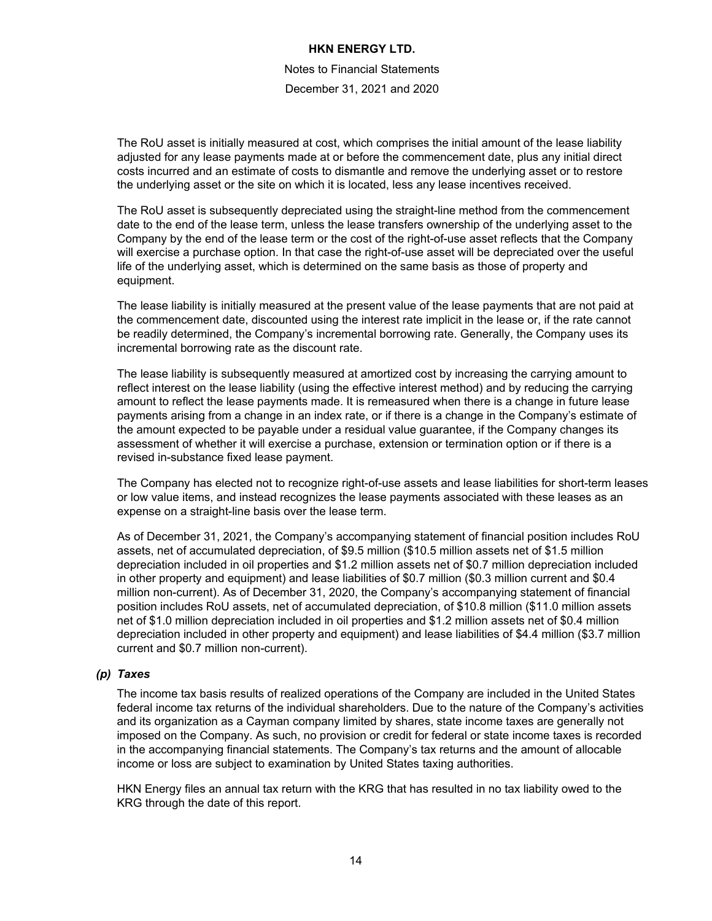The RoU asset is initially measured at cost, which comprises the initial amount of the lease liability adjusted for any lease payments made at or before the commencement date, plus any initial direct costs incurred and an estimate of costs to dismantle and remove the underlying asset or to restore the underlying asset or the site on which it is located, less any lease incentives received.

The RoU asset is subsequently depreciated using the straight-line method from the commencement date to the end of the lease term, unless the lease transfers ownership of the underlying asset to the Company by the end of the lease term or the cost of the right-of-use asset reflects that the Company will exercise a purchase option. In that case the right-of-use asset will be depreciated over the useful life of the underlying asset, which is determined on the same basis as those of property and equipment.

The lease liability is initially measured at the present value of the lease payments that are not paid at the commencement date, discounted using the interest rate implicit in the lease or, if the rate cannot be readily determined, the Company's incremental borrowing rate. Generally, the Company uses its incremental borrowing rate as the discount rate.

The lease liability is subsequently measured at amortized cost by increasing the carrying amount to reflect interest on the lease liability (using the effective interest method) and by reducing the carrying amount to reflect the lease payments made. It is remeasured when there is a change in future lease payments arising from a change in an index rate, or if there is a change in the Company's estimate of the amount expected to be payable under a residual value guarantee, if the Company changes its assessment of whether it will exercise a purchase, extension or termination option or if there is a revised in-substance fixed lease payment.

The Company has elected not to recognize right-of-use assets and lease liabilities for short-term leases or low value items, and instead recognizes the lease payments associated with these leases as an expense on a straight-line basis over the lease term.

As of December 31, 2021, the Company's accompanying statement of financial position includes RoU assets, net of accumulated depreciation, of $9.5 million ($10.5 million assets net of $1.5 million depreciation included in oil properties and $1.2 million assets net of $0.7 million depreciation included in other property and equipment) and lease liabilities of $0.7 million ($0.3 million current and $0.4 million non-current). As of December 31, 2020, the Company's accompanying statement of financial position includes RoU assets, net of accumulated depreciation, of $10.8 million ($11.0 million assets net of $1.0 million depreciation included in oil properties and $1.2 million assets net of $0.4 million depreciation included in other property and equipment) and lease liabilities of $4.4 million ($3.7 million current and $0.7 million non-current).

### *(p) Taxes*

The income tax basis results of realized operations of the Company are included in the United States federal income tax returns of the individual shareholders. Due to the nature of the Company's activities and its organization as a Cayman company limited by shares, state income taxes are generally not imposed on the Company. As such, no provision or credit for federal or state income taxes is recorded in the accompanying financial statements. The Company's tax returns and the amount of allocable income or loss are subject to examination by United States taxing authorities.

HKN Energy files an annual tax return with the KRG that has resulted in no tax liability owed to the KRG through the date of this report.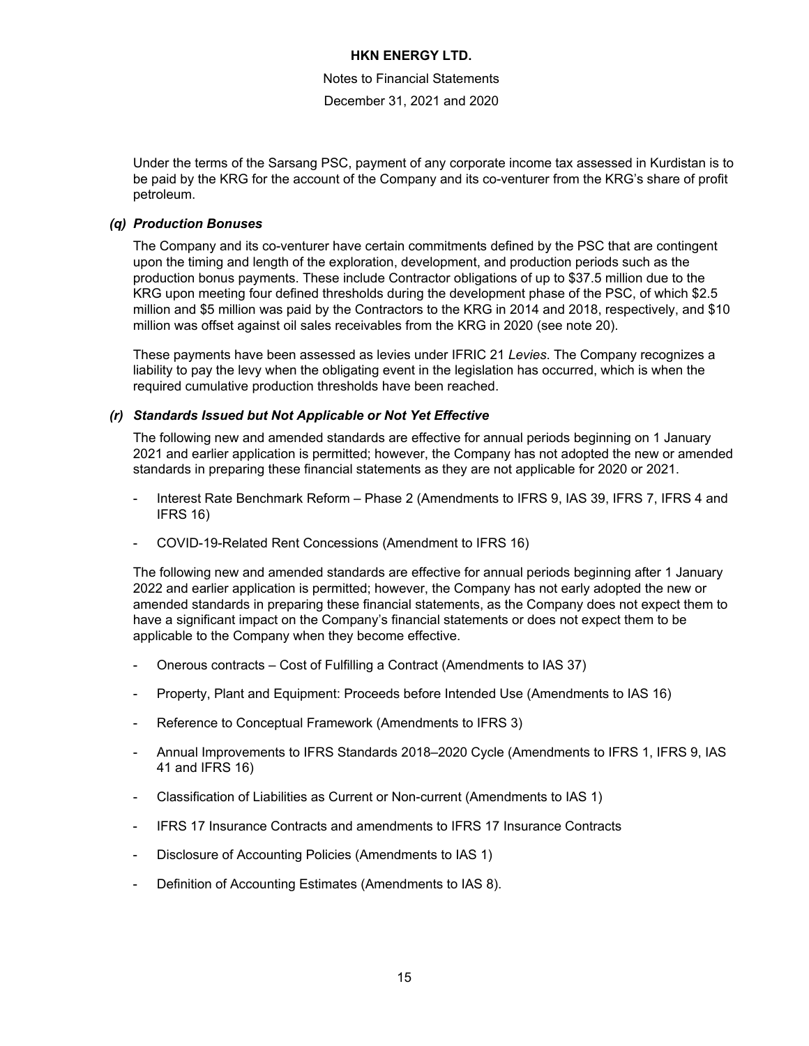Under the terms of the Sarsang PSC, payment of any corporate income tax assessed in Kurdistan is to be paid by the KRG for the account of the Company and its co-venturer from the KRG's share of profit petroleum.

### *(q) Production Bonuses*

The Company and its co-venturer have certain commitments defined by the PSC that are contingent upon the timing and length of the exploration, development, and production periods such as the production bonus payments. These include Contractor obligations of up to $37.5 million due to the KRG upon meeting four defined thresholds during the development phase of the PSC, of which $2.5 million and $5 million was paid by the Contractors to the KRG in 2014 and 2018, respectively, and $10 million was offset against oil sales receivables from the KRG in 2020 (see note 20).

These payments have been assessed as levies under IFRIC 21 *Levies*. The Company recognizes a liability to pay the levy when the obligating event in the legislation has occurred, which is when the required cumulative production thresholds have been reached.

### *(r) Standards Issued but Not Applicable or Not Yet Effective*

The following new and amended standards are effective for annual periods beginning on 1 January 2021 and earlier application is permitted; however, the Company has not adopted the new or amended standards in preparing these financial statements as they are not applicable for 2020 or 2021.

- Interest Rate Benchmark Reform – Phase 2 (Amendments to IFRS 9, IAS 39, IFRS 7, IFRS 4 and IFRS 16)
- COVID-19-Related Rent Concessions (Amendment to IFRS 16)

The following new and amended standards are effective for annual periods beginning after 1 January 2022 and earlier application is permitted; however, the Company has not early adopted the new or amended standards in preparing these financial statements, as the Company does not expect them to have a significant impact on the Company's financial statements or does not expect them to be applicable to the Company when they become effective.

- Onerous contracts – Cost of Fulfilling a Contract (Amendments to IAS 37)
- Property, Plant and Equipment: Proceeds before Intended Use (Amendments to IAS 16)
- Reference to Conceptual Framework (Amendments to IFRS 3)
- Annual Improvements to IFRS Standards 2018–2020 Cycle (Amendments to IFRS 1, IFRS 9, IAS 41 and IFRS 16)
- Classification of Liabilities as Current or Non-current (Amendments to IAS 1)
- IFRS 17 Insurance Contracts and amendments to IFRS 17 Insurance Contracts
- Disclosure of Accounting Policies (Amendments to IAS 1)
- Definition of Accounting Estimates (Amendments to IAS 8).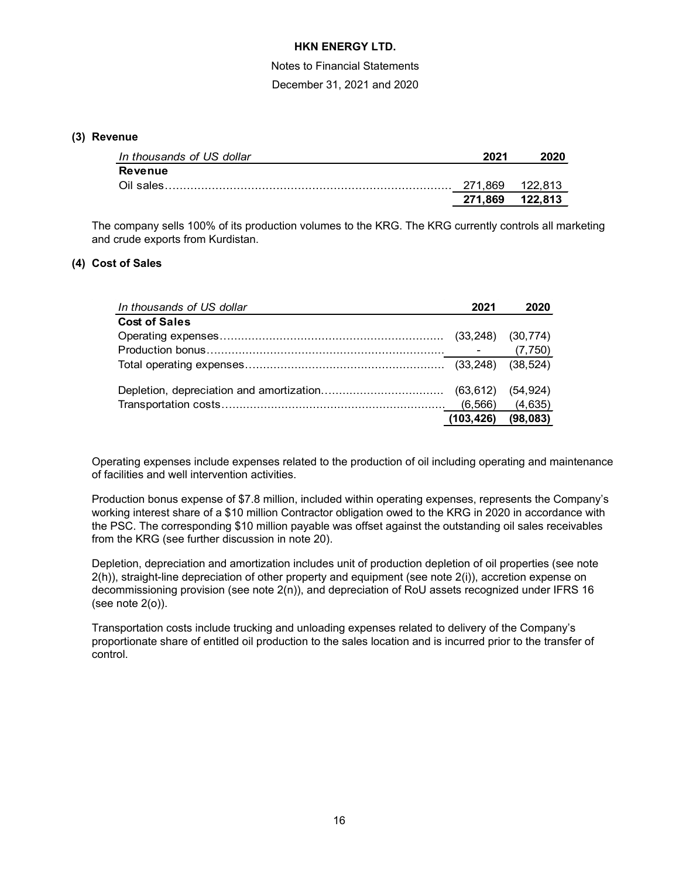# HKN ENERGY LTD.

Notes to Financial Statements

December 31, 2021 and 2020

## (3) Revenue

| *In thousands of US dollar* | 2021 | 2020 |
| --- | --- | --- |
| **Revenue** | | |
| Oil sales | 271,869 | 122,813 |
| | **271,869** | **122,813** |

The company sells 100% of its production volumes to the KRG. The KRG currently controls all marketing and crude exports from Kurdistan.

## (4) Cost of Sales

| *In thousands of US dollar* | 2021 | 2020 |
| --- | --- | --- |
| **Cost of Sales** | | |
| Operating expenses | (33,248) | (30,774) |
| Production bonus | - | (7,750) |
| Total operating expenses | (33,248) | (38,524) |
| | | |
| Depletion, depreciation and amortization | (63,612) | (54,924) |
| Transportation costs | (6,566) | (4,635) |
| | **(103,426)** | **(98,083)** |

Operating expenses include expenses related to the production of oil including operating and maintenance of facilities and well intervention activities.

Production bonus expense of $7.8 million, included within operating expenses, represents the Company's working interest share of a $10 million Contractor obligation owed to the KRG in 2020 in accordance with the PSC. The corresponding $10 million payable was offset against the outstanding oil sales receivables from the KRG (see further discussion in note 20).

Depletion, depreciation and amortization includes unit of production depletion of oil properties (see note 2(h)), straight-line depreciation of other property and equipment (see note 2(i)), accretion expense on decommissioning provision (see note 2(n)), and depreciation of RoU assets recognized under IFRS 16 (see note 2(o)).

Transportation costs include trucking and unloading expenses related to delivery of the Company's proportionate share of entitled oil production to the sales location and is incurred prior to the transfer of control.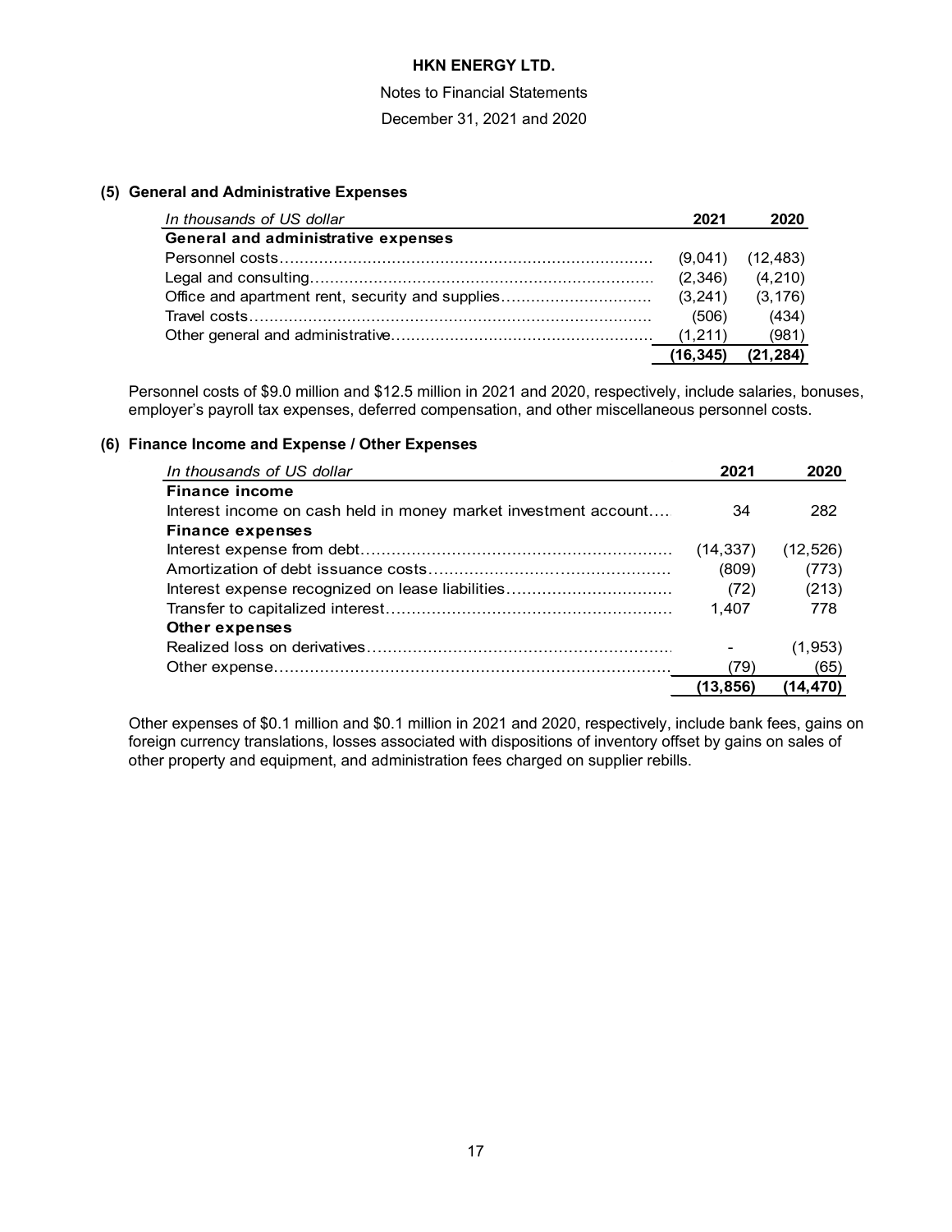# HKN ENERGY LTD.

Notes to Financial Statements

December 31, 2021 and 2020

### (5) General and Administrative Expenses

| *In thousands of US dollar* | 2021 | 2020 |
|---|---|---|
| **General and administrative expenses** | | |
| Personnel costs | (9,041) | (12,483) |
| Legal and consulting | (2,346) | (4,210) |
| Office and apartment rent, security and supplies | (3,241) | (3,176) |
| Travel costs | (506) | (434) |
| Other general and administrative | (1,211) | (981) |
| | **(16,345)** | **(21,284)** |

Personnel costs of $9.0 million and $12.5 million in 2021 and 2020, respectively, include salaries, bonuses, employer's payroll tax expenses, deferred compensation, and other miscellaneous personnel costs.

### (6) Finance Income and Expense / Other Expenses

| *In thousands of US dollar* | 2021 | 2020 |
|---|---|---|
| **Finance income** | | |
| Interest income on cash held in money market investment account | 34 | 282 |
| **Finance expenses** | | |
| Interest expense from debt | (14,337) | (12,526) |
| Amortization of debt issuance costs | (809) | (773) |
| Interest expense recognized on lease liabilities | (72) | (213) |
| Transfer to capitalized interest | 1,407 | 778 |
| **Other expenses** | | |
| Realized loss on derivatives | - | (1,953) |
| Other expense | (79) | (65) |
| | **(13,856)** | **(14,470)** |

Other expenses of $0.1 million and $0.1 million in 2021 and 2020, respectively, include bank fees, gains on foreign currency translations, losses associated with dispositions of inventory offset by gains on sales of other property and equipment, and administration fees charged on supplier rebills.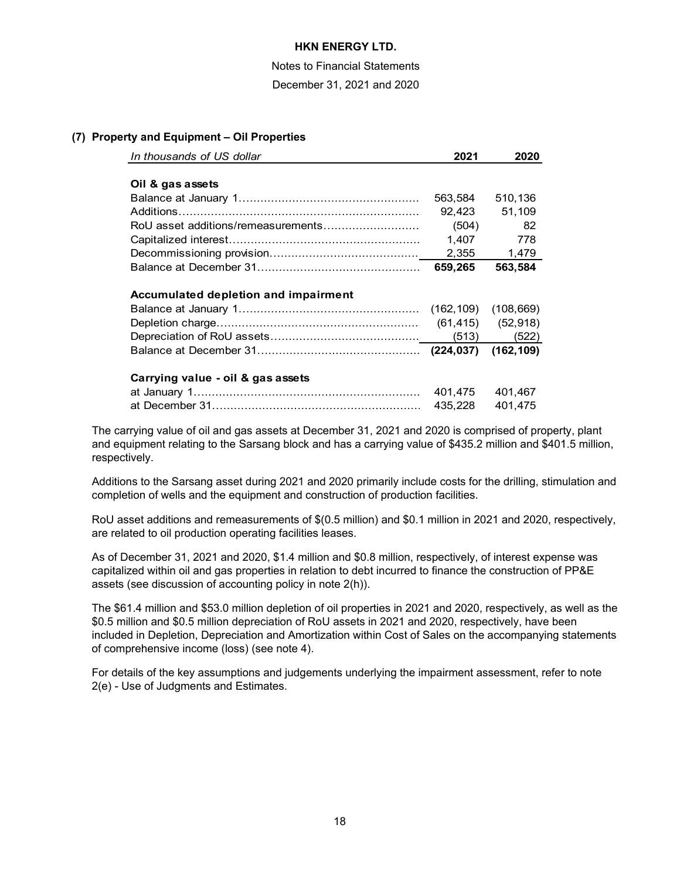HKN ENERGY LTD.

Notes to Financial Statements

December 31, 2021 and 2020

## (7) Property and Equipment – Oil Properties

| *In thousands of US dollar* | 2021 | 2020 |
|---|---|---|
| **Oil & gas assets** | | |
| Balance at January 1 | 563,584 | 510,136 |
| Additions | 92,423 | 51,109 |
| RoU asset additions/remeasurements | (504) | 82 |
| Capitalized interest | 1,407 | 778 |
| Decommissioning provision | 2,355 | 1,479 |
| Balance at December 31 | **659,265** | **563,584** |
| **Accumulated depletion and impairment** | | |
| Balance at January 1 | (162,109) | (108,669) |
| Depletion charge | (61,415) | (52,918) |
| Depreciation of RoU assets | (513) | (522) |
| Balance at December 31 | **(224,037)** | **(162,109)** |
| **Carrying value - oil & gas assets** | | |
| at January 1 | 401,475 | 401,467 |
| at December 31 | 435,228 | 401,475 |

The carrying value of oil and gas assets at December 31, 2021 and 2020 is comprised of property, plant and equipment relating to the Sarsang block and has a carrying value of $435.2 million and $401.5 million, respectively.

Additions to the Sarsang asset during 2021 and 2020 primarily include costs for the drilling, stimulation and completion of wells and the equipment and construction of production facilities.

RoU asset additions and remeasurements of $(0.5 million) and $0.1 million in 2021 and 2020, respectively, are related to oil production operating facilities leases.

As of December 31, 2021 and 2020, $1.4 million and $0.8 million, respectively, of interest expense was capitalized within oil and gas properties in relation to debt incurred to finance the construction of PP&E assets (see discussion of accounting policy in note 2(h)).

The $61.4 million and $53.0 million depletion of oil properties in 2021 and 2020, respectively, as well as the $0.5 million and $0.5 million depreciation of RoU assets in 2021 and 2020, respectively, have been included in Depletion, Depreciation and Amortization within Cost of Sales on the accompanying statements of comprehensive income (loss) (see note 4).

For details of the key assumptions and judgements underlying the impairment assessment, refer to note 2(e) - Use of Judgments and Estimates.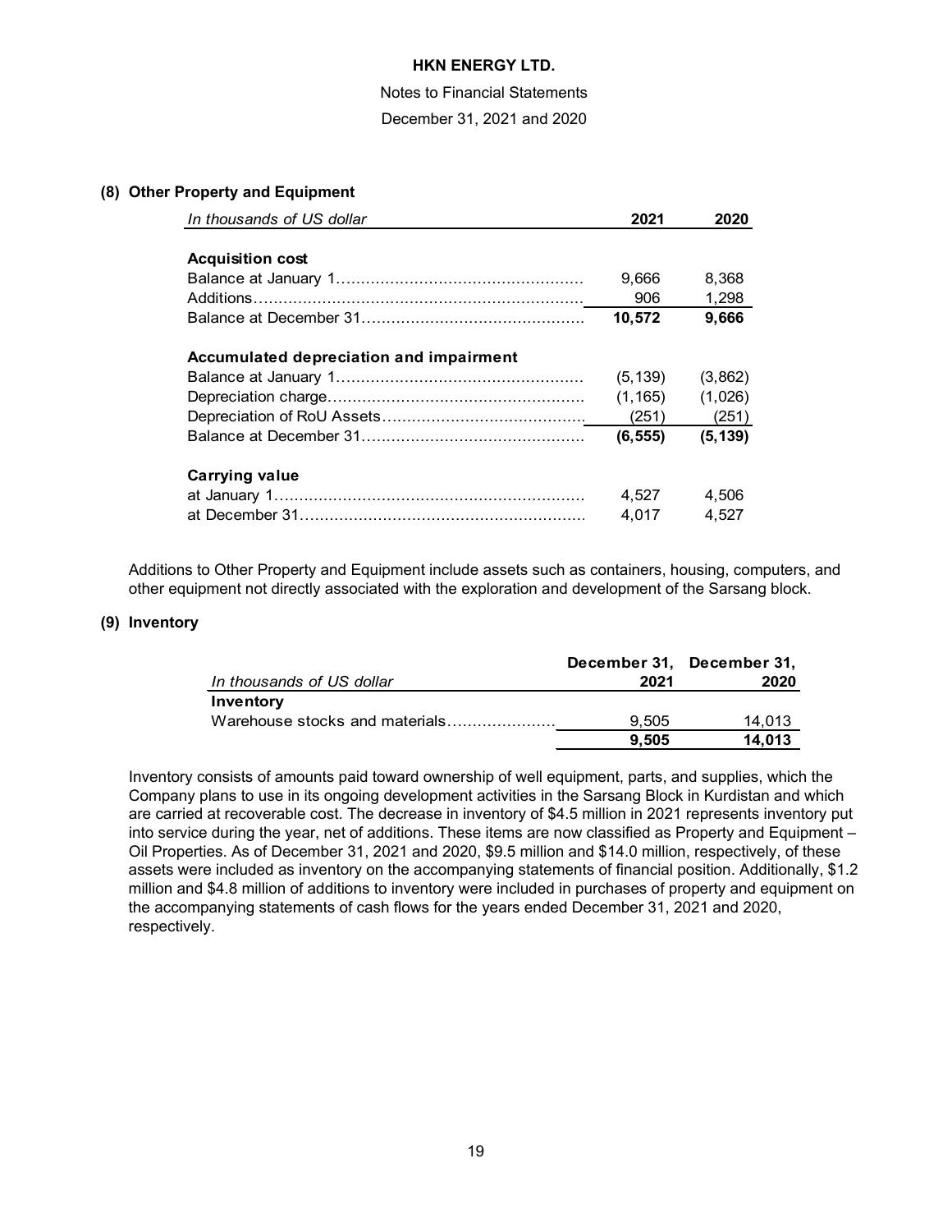HKN ENERGY LTD.

Notes to Financial Statements

December 31, 2021 and 2020

### (8) Other Property and Equipment

| *In thousands of US dollar* | 2021 | 2020 |
|---|---|---|
| **Acquisition cost** | | |
| Balance at January 1 | 9,666 | 8,368 |
| Additions | 906 | 1,298 |
| Balance at December 31 | **10,572** | **9,666** |
| **Accumulated depreciation and impairment** | | |
| Balance at January 1 | (5,139) | (3,862) |
| Depreciation charge | (1,165) | (1,026) |
| Depreciation of RoU Assets | (251) | (251) |
| Balance at December 31 | **(6,555)** | **(5,139)** |
| **Carrying value** | | |
| at January 1 | 4,527 | 4,506 |
| at December 31 | 4,017 | 4,527 |

Additions to Other Property and Equipment include assets such as containers, housing, computers, and other equipment not directly associated with the exploration and development of the Sarsang block.

### (9) Inventory

| *In thousands of US dollar* | December 31, 2021 | December 31, 2020 |
|---|---|---|
| **Inventory** | | |
| Warehouse stocks and materials | 9,505 | 14,013 |
| | **9,505** | **14,013** |

Inventory consists of amounts paid toward ownership of well equipment, parts, and supplies, which the Company plans to use in its ongoing development activities in the Sarsang Block in Kurdistan and which are carried at recoverable cost. The decrease in inventory of $4.5 million in 2021 represents inventory put into service during the year, net of additions. These items are now classified as Property and Equipment – Oil Properties. As of December 31, 2021 and 2020, $9.5 million and $14.0 million, respectively, of these assets were included as inventory on the accompanying statements of financial position. Additionally, $1.2 million and $4.8 million of additions to inventory were included in purchases of property and equipment on the accompanying statements of cash flows for the years ended December 31, 2021 and 2020, respectively.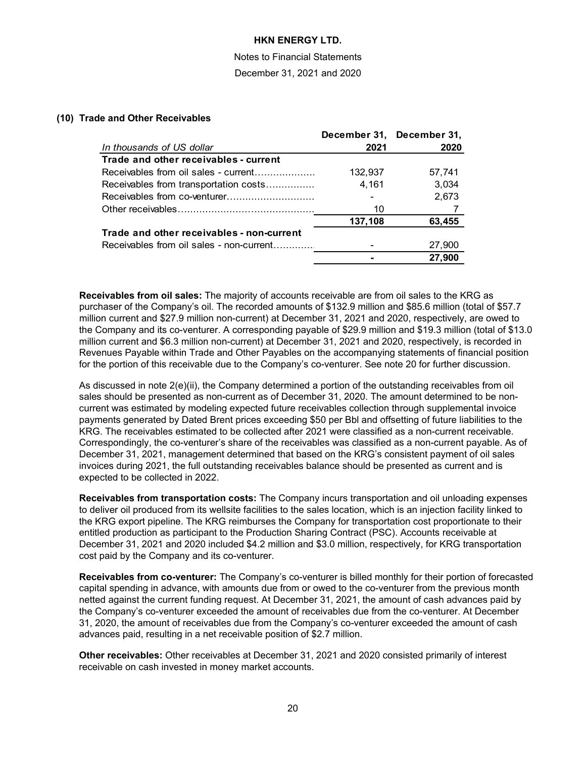## (10) Trade and Other Receivables

| *In thousands of US dollar* | December 31, 2021 | December 31, 2020 |
|---|---|---|
| **Trade and other receivables - current** | | |
| Receivables from oil sales - current | 132,937 | 57,741 |
| Receivables from transportation costs | 4,161 | 3,034 |
| Receivables from co-venturer | - | 2,673 |
| Other receivables | 10 | 7 |
| | **137,108** | **63,455** |
| **Trade and other receivables - non-current** | | |
| Receivables from oil sales - non-current | - | 27,900 |
| | **-** | **27,900** |

**Receivables from oil sales:** The majority of accounts receivable are from oil sales to the KRG as purchaser of the Company's oil. The recorded amounts of $132.9 million and $85.6 million (total of $57.7 million current and $27.9 million non-current) at December 31, 2021 and 2020, respectively, are owed to the Company and its co-venturer. A corresponding payable of $29.9 million and $19.3 million (total of $13.0 million current and $6.3 million non-current) at December 31, 2021 and 2020, respectively, is recorded in Revenues Payable within Trade and Other Payables on the accompanying statements of financial position for the portion of this receivable due to the Company's co-venturer. See note 20 for further discussion.

As discussed in note 2(e)(ii), the Company determined a portion of the outstanding receivables from oil sales should be presented as non-current as of December 31, 2020. The amount determined to be non-current was estimated by modeling expected future receivables collection through supplemental invoice payments generated by Dated Brent prices exceeding $50 per Bbl and offsetting of future liabilities to the KRG. The receivables estimated to be collected after 2021 were classified as a non-current receivable. Correspondingly, the co-venturer's share of the receivables was classified as a non-current payable. As of December 31, 2021, management determined that based on the KRG's consistent payment of oil sales invoices during 2021, the full outstanding receivables balance should be presented as current and is expected to be collected in 2022.

**Receivables from transportation costs:** The Company incurs transportation and oil unloading expenses to deliver oil produced from its wellsite facilities to the sales location, which is an injection facility linked to the KRG export pipeline. The KRG reimburses the Company for transportation cost proportionate to their entitled production as participant to the Production Sharing Contract (PSC). Accounts receivable at December 31, 2021 and 2020 included $4.2 million and $3.0 million, respectively, for KRG transportation cost paid by the Company and its co-venturer.

**Receivables from co-venturer:** The Company's co-venturer is billed monthly for their portion of forecasted capital spending in advance, with amounts due from or owed to the co-venturer from the previous month netted against the current funding request. At December 31, 2021, the amount of cash advances paid by the Company's co-venturer exceeded the amount of receivables due from the co-venturer. At December 31, 2020, the amount of receivables due from the Company's co-venturer exceeded the amount of cash advances paid, resulting in a net receivable position of $2.7 million.

**Other receivables:** Other receivables at December 31, 2021 and 2020 consisted primarily of interest receivable on cash invested in money market accounts.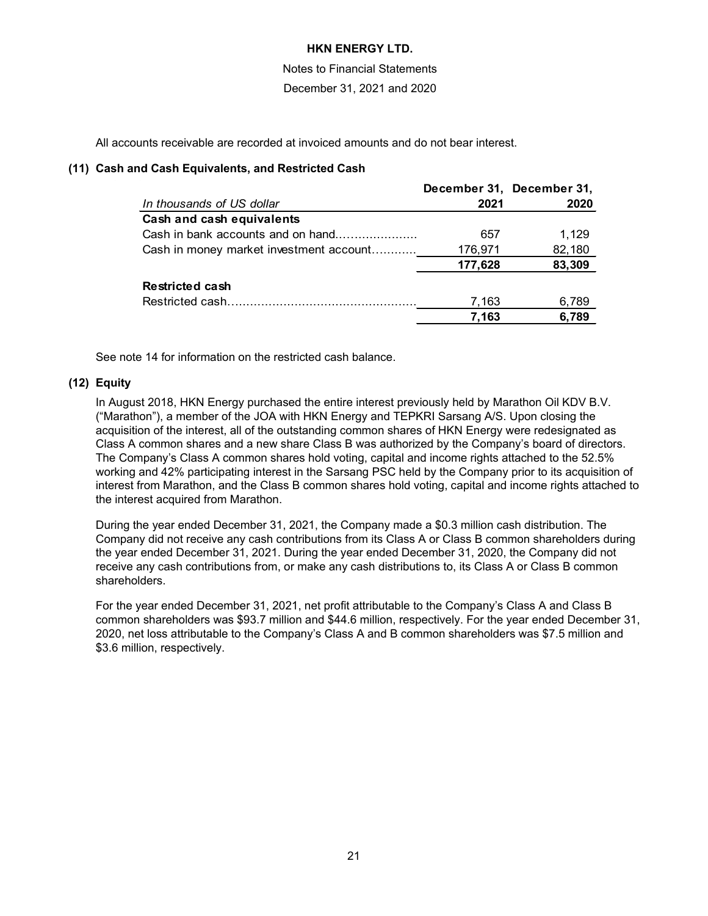All accounts receivable are recorded at invoiced amounts and do not bear interest.

**(11) Cash and Cash Equivalents, and Restricted Cash**

| *In thousands of US dollar* | December 31, 2021 | December 31, 2020 |
|---|---|---|
| **Cash and cash equivalents** | | |
| Cash in bank accounts and on hand...................... | 657 | 1,129 |
| Cash in money market investment account............ | 176,971 | 82,180 |
| | **177,628** | **83,309** |
| **Restricted cash** | | |
| Restricted cash.................................................. | 7,163 | 6,789 |
| | **7,163** | **6,789** |

See note 14 for information on the restricted cash balance.

**(12) Equity**

In August 2018, HKN Energy purchased the entire interest previously held by Marathon Oil KDV B.V. ("Marathon"), a member of the JOA with HKN Energy and TEPKRI Sarsang A/S. Upon closing the acquisition of the interest, all of the outstanding common shares of HKN Energy were redesignated as Class A common shares and a new share Class B was authorized by the Company's board of directors. The Company's Class A common shares hold voting, capital and income rights attached to the 52.5% working and 42% participating interest in the Sarsang PSC held by the Company prior to its acquisition of interest from Marathon, and the Class B common shares hold voting, capital and income rights attached to the interest acquired from Marathon.

During the year ended December 31, 2021, the Company made a $0.3 million cash distribution. The Company did not receive any cash contributions from its Class A or Class B common shareholders during the year ended December 31, 2021. During the year ended December 31, 2020, the Company did not receive any cash contributions from, or make any cash distributions to, its Class A or Class B common shareholders.

For the year ended December 31, 2021, net profit attributable to the Company's Class A and Class B common shareholders was $93.7 million and $44.6 million, respectively. For the year ended December 31, 2020, net loss attributable to the Company's Class A and B common shareholders was $7.5 million and $3.6 million, respectively.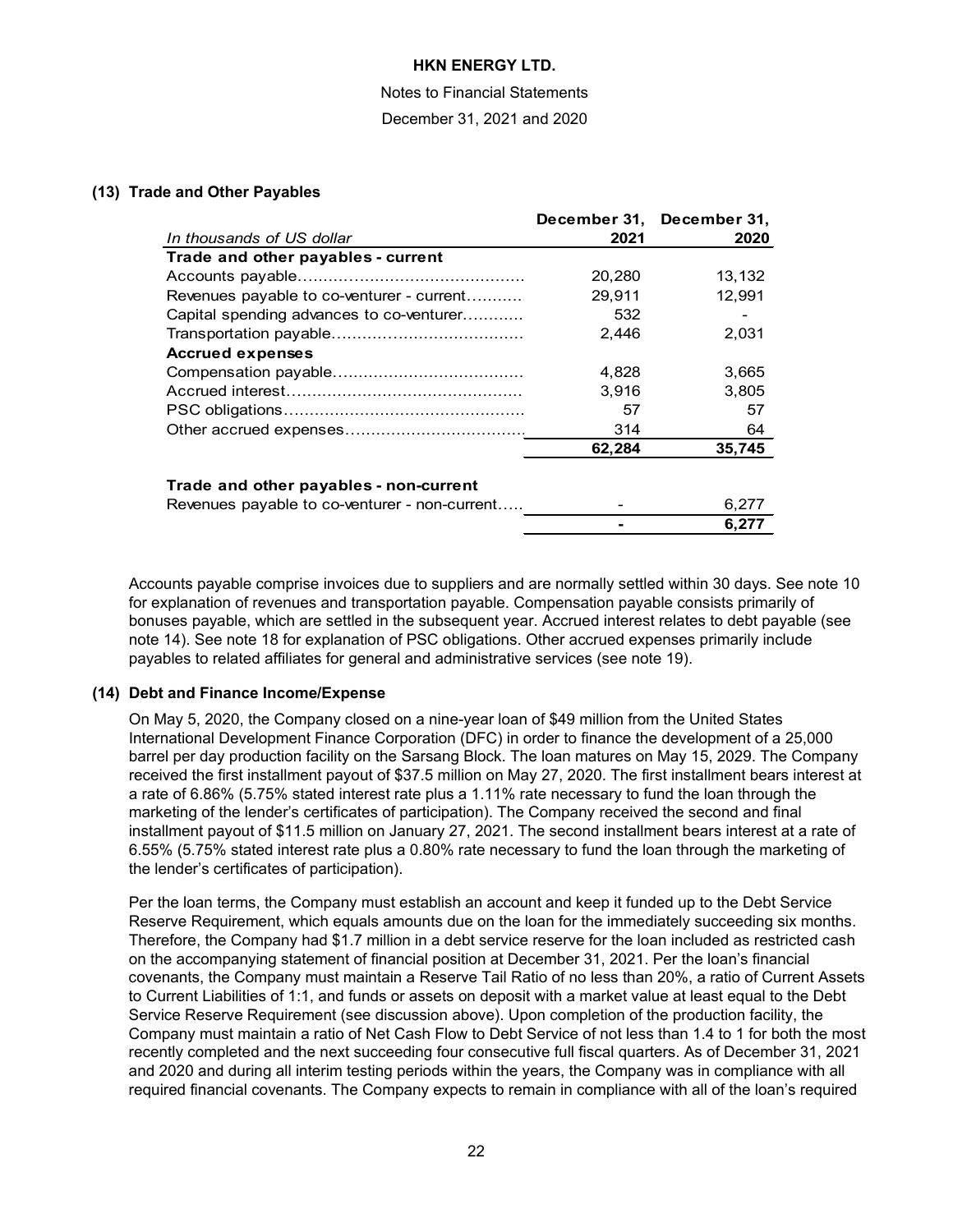## (13) Trade and Other Payables

| *In thousands of US dollar* | December 31, 2021 | December 31, 2020 |
|---|---|---|
| **Trade and other payables - current** | | |
| Accounts payable | 20,280 | 13,132 |
| Revenues payable to co-venturer - current | 29,911 | 12,991 |
| Capital spending advances to co-venturer | 532 | - |
| Transportation payable | 2,446 | 2,031 |
| **Accrued expenses** | | |
| Compensation payable | 4,828 | 3,665 |
| Accrued interest | 3,916 | 3,805 |
| PSC obligations | 57 | 57 |
| Other accrued expenses | 314 | 64 |
| | **62,284** | **35,745** |
| | | |
| **Trade and other payables - non-current** | | |
| Revenues payable to co-venturer - non-current | - | 6,277 |
| | **-** | **6,277** |

Accounts payable comprise invoices due to suppliers and are normally settled within 30 days. See note 10 for explanation of revenues and transportation payable. Compensation payable consists primarily of bonuses payable, which are settled in the subsequent year. Accrued interest relates to debt payable (see note 14). See note 18 for explanation of PSC obligations. Other accrued expenses primarily include payables to related affiliates for general and administrative services (see note 19).

## (14) Debt and Finance Income/Expense

On May 5, 2020, the Company closed on a nine-year loan of $49 million from the United States International Development Finance Corporation (DFC) in order to finance the development of a 25,000 barrel per day production facility on the Sarsang Block. The loan matures on May 15, 2029. The Company received the first installment payout of $37.5 million on May 27, 2020. The first installment bears interest at a rate of 6.86% (5.75% stated interest rate plus a 1.11% rate necessary to fund the loan through the marketing of the lender's certificates of participation). The Company received the second and final installment payout of $11.5 million on January 27, 2021. The second installment bears interest at a rate of 6.55% (5.75% stated interest rate plus a 0.80% rate necessary to fund the loan through the marketing of the lender's certificates of participation).

Per the loan terms, the Company must establish an account and keep it funded up to the Debt Service Reserve Requirement, which equals amounts due on the loan for the immediately succeeding six months. Therefore, the Company had $1.7 million in a debt service reserve for the loan included as restricted cash on the accompanying statement of financial position at December 31, 2021. Per the loan's financial covenants, the Company must maintain a Reserve Tail Ratio of no less than 20%, a ratio of Current Assets to Current Liabilities of 1:1, and funds or assets on deposit with a market value at least equal to the Debt Service Reserve Requirement (see discussion above). Upon completion of the production facility, the Company must maintain a ratio of Net Cash Flow to Debt Service of not less than 1.4 to 1 for both the most recently completed and the next succeeding four consecutive full fiscal quarters. As of December 31, 2021 and 2020 and during all interim testing periods within the years, the Company was in compliance with all required financial covenants. The Company expects to remain in compliance with all of the loan's required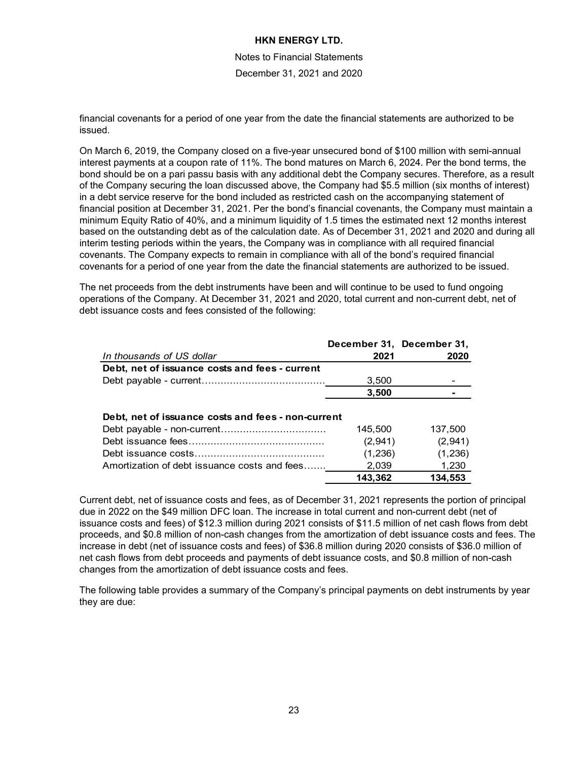financial covenants for a period of one year from the date the financial statements are authorized to be issued.

On March 6, 2019, the Company closed on a five-year unsecured bond of $100 million with semi-annual interest payments at a coupon rate of 11%. The bond matures on March 6, 2024. Per the bond terms, the bond should be on a pari passu basis with any additional debt the Company secures. Therefore, as a result of the Company securing the loan discussed above, the Company had $5.5 million (six months of interest) in a debt service reserve for the bond included as restricted cash on the accompanying statement of financial position at December 31, 2021. Per the bond's financial covenants, the Company must maintain a minimum Equity Ratio of 40%, and a minimum liquidity of 1.5 times the estimated next 12 months interest based on the outstanding debt as of the calculation date. As of December 31, 2021 and 2020 and during all interim testing periods within the years, the Company was in compliance with all required financial covenants. The Company expects to remain in compliance with all of the bond's required financial covenants for a period of one year from the date the financial statements are authorized to be issued.

The net proceeds from the debt instruments have been and will continue to be used to fund ongoing operations of the Company. At December 31, 2021 and 2020, total current and non-current debt, net of debt issuance costs and fees consisted of the following:

| *In thousands of US dollar* | December 31, 2021 | December 31, 2020 |
|---|---|---|
| **Debt, net of issuance costs and fees - current** | | |
| Debt payable - current | 3,500 | - |
| | **3,500** | **-** |
| **Debt, net of issuance costs and fees - non-current** | | |
| Debt payable - non-current | 145,500 | 137,500 |
| Debt issuance fees | (2,941) | (2,941) |
| Debt issuance costs | (1,236) | (1,236) |
| Amortization of debt issuance costs and fees | 2,039 | 1,230 |
| | **143,362** | **134,553** |

Current debt, net of issuance costs and fees, as of December 31, 2021 represents the portion of principal due in 2022 on the $49 million DFC loan. The increase in total current and non-current debt (net of issuance costs and fees) of $12.3 million during 2021 consists of $11.5 million of net cash flows from debt proceeds, and $0.8 million of non-cash changes from the amortization of debt issuance costs and fees. The increase in debt (net of issuance costs and fees) of $36.8 million during 2020 consists of $36.0 million of net cash flows from debt proceeds and payments of debt issuance costs, and $0.8 million of non-cash changes from the amortization of debt issuance costs and fees.

The following table provides a summary of the Company's principal payments on debt instruments by year they are due: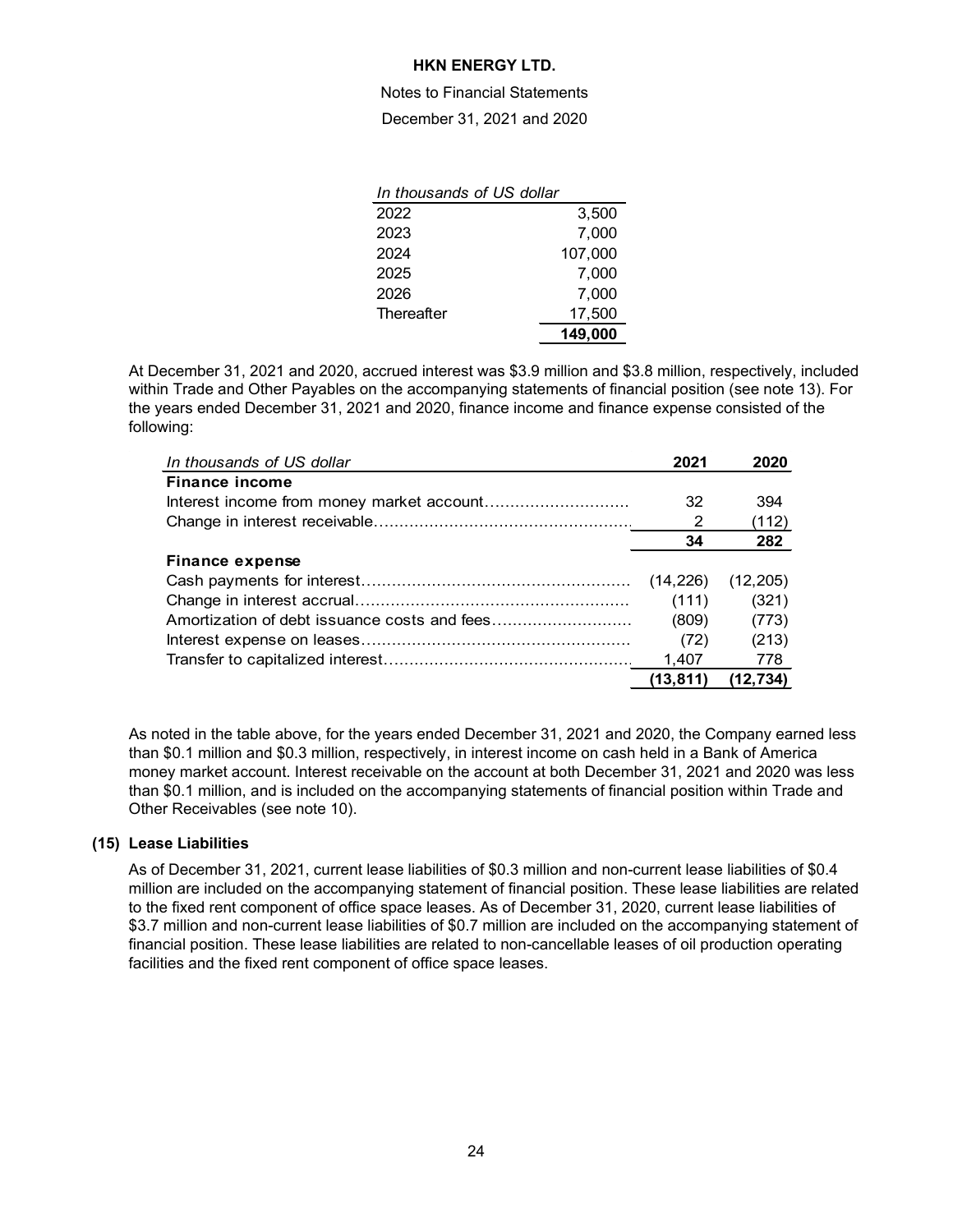| *In thousands of US dollar* | |
|---|---|
| 2022 | 3,500 |
| 2023 | 7,000 |
| 2024 | 107,000 |
| 2025 | 7,000 |
| 2026 | 7,000 |
| Thereafter | 17,500 |
| | **149,000** |

At December 31, 2021 and 2020, accrued interest was $3.9 million and $3.8 million, respectively, included within Trade and Other Payables on the accompanying statements of financial position (see note 13). For the years ended December 31, 2021 and 2020, finance income and finance expense consisted of the following:

| *In thousands of US dollar* | **2021** | **2020** |
|---|---|---|
| **Finance income** | | |
| Interest income from money market account | 32 | 394 |
| Change in interest receivable | 2 | (112) |
| | **34** | **282** |
| **Finance expense** | | |
| Cash payments for interest | (14,226) | (12,205) |
| Change in interest accrual | (111) | (321) |
| Amortization of debt issuance costs and fees | (809) | (773) |
| Interest expense on leases | (72) | (213) |
| Transfer to capitalized interest | 1,407 | 778 |
| | **(13,811)** | **(12,734)** |

As noted in the table above, for the years ended December 31, 2021 and 2020, the Company earned less than $0.1 million and $0.3 million, respectively, in interest income on cash held in a Bank of America money market account. Interest receivable on the account at both December 31, 2021 and 2020 was less than $0.1 million, and is included on the accompanying statements of financial position within Trade and Other Receivables (see note 10).

## (15) Lease Liabilities

As of December 31, 2021, current lease liabilities of $0.3 million and non-current lease liabilities of $0.4 million are included on the accompanying statement of financial position. These lease liabilities are related to the fixed rent component of office space leases. As of December 31, 2020, current lease liabilities of $3.7 million and non-current lease liabilities of $0.7 million are included on the accompanying statement of financial position. These lease liabilities are related to non-cancellable leases of oil production operating facilities and the fixed rent component of office space leases.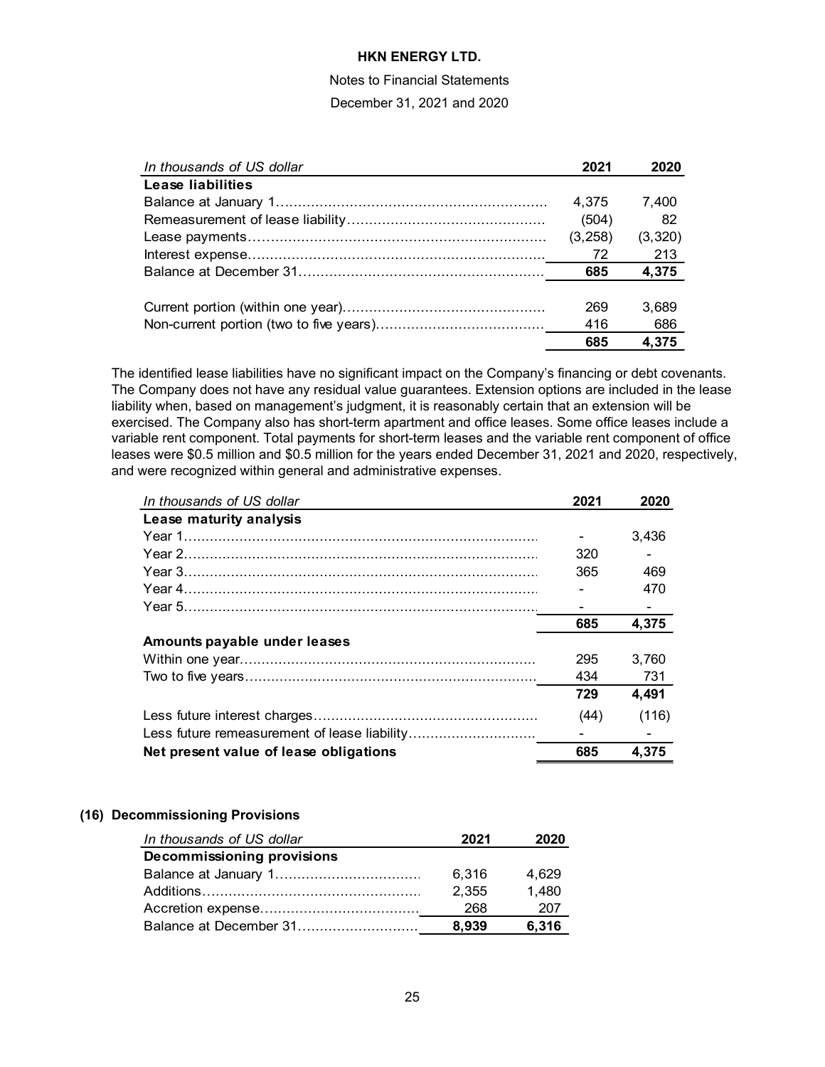| In thousands of US dollar | 2021 | 2020 |
|---|---|---|
| **Lease liabilities** | | |
| Balance at January 1 | 4,375 | 7,400 |
| Remeasurement of lease liability | (504) | 82 |
| Lease payments | (3,258) | (3,320) |
| Interest expense | 72 | 213 |
| Balance at December 31 | **685** | **4,375** |
| | | |
| Current portion (within one year) | 269 | 3,689 |
| Non-current portion (two to five years) | 416 | 686 |
| | **685** | **4,375** |

The identified lease liabilities have no significant impact on the Company's financing or debt covenants. The Company does not have any residual value guarantees. Extension options are included in the lease liability when, based on management's judgment, it is reasonably certain that an extension will be exercised. The Company also has short-term apartment and office leases. Some office leases include a variable rent component. Total payments for short-term leases and the variable rent component of office leases were $0.5 million and $0.5 million for the years ended December 31, 2021 and 2020, respectively, and were recognized within general and administrative expenses.

| In thousands of US dollar | 2021 | 2020 |
|---|---|---|
| **Lease maturity analysis** | | |
| Year 1 | - | 3,436 |
| Year 2 | 320 | - |
| Year 3 | 365 | 469 |
| Year 4 | - | 470 |
| Year 5 | - | - |
| | **685** | **4,375** |
| **Amounts payable under leases** | | |
| Within one year | 295 | 3,760 |
| Two to five years | 434 | 731 |
| | **729** | **4,491** |
| Less future interest charges | (44) | (116) |
| Less future remeasurement of lease liability | - | - |
| **Net present value of lease obligations** | **685** | **4,375** |

## (16) Decommissioning Provisions

| In thousands of US dollar | 2021 | 2020 |
|---|---|---|
| **Decommissioning provisions** | | |
| Balance at January 1 | 6,316 | 4,629 |
| Additions | 2,355 | 1,480 |
| Accretion expense | 268 | 207 |
| Balance at December 31 | **8,939** | **6,316** |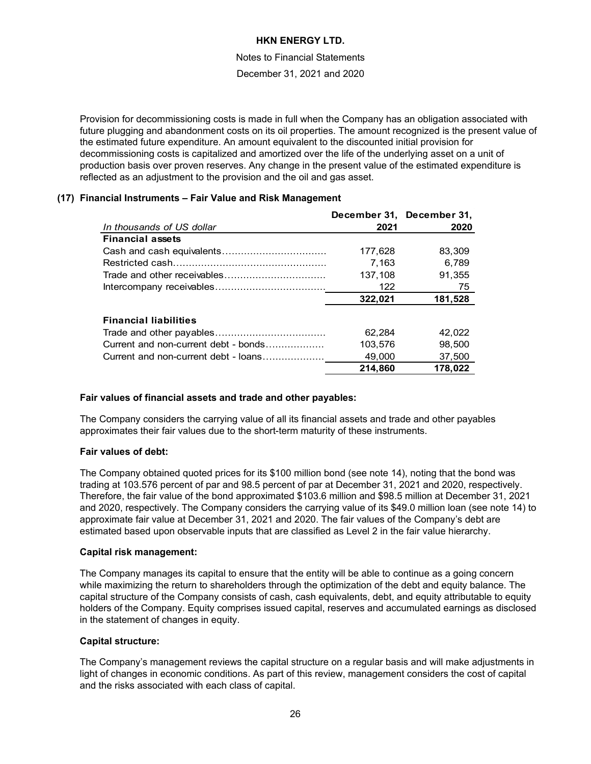Provision for decommissioning costs is made in full when the Company has an obligation associated with future plugging and abandonment costs on its oil properties. The amount recognized is the present value of the estimated future expenditure. An amount equivalent to the discounted initial provision for decommissioning costs is capitalized and amortized over the life of the underlying asset on a unit of production basis over proven reserves. Any change in the present value of the estimated expenditure is reflected as an adjustment to the provision and the oil and gas asset.

## (17) Financial Instruments – Fair Value and Risk Management

| *In thousands of US dollar* | December 31, 2021 | December 31, 2020 |
|---|---|---|
| **Financial assets** | | |
| Cash and cash equivalents | 177,628 | 83,309 |
| Restricted cash | 7,163 | 6,789 |
| Trade and other receivables | 137,108 | 91,355 |
| Intercompany receivables | 122 | 75 |
| | **322,021** | **181,528** |
| | | |
| **Financial liabilities** | | |
| Trade and other payables | 62,284 | 42,022 |
| Current and non-current debt - bonds | 103,576 | 98,500 |
| Current and non-current debt - loans | 49,000 | 37,500 |
| | **214,860** | **178,022** |

**Fair values of financial assets and trade and other payables:**

The Company considers the carrying value of all its financial assets and trade and other payables approximates their fair values due to the short-term maturity of these instruments.

**Fair values of debt:**

The Company obtained quoted prices for its $100 million bond (see note 14), noting that the bond was trading at 103.576 percent of par and 98.5 percent of par at December 31, 2021 and 2020, respectively. Therefore, the fair value of the bond approximated $103.6 million and $98.5 million at December 31, 2021 and 2020, respectively. The Company considers the carrying value of its $49.0 million loan (see note 14) to approximate fair value at December 31, 2021 and 2020. The fair values of the Company's debt are estimated based upon observable inputs that are classified as Level 2 in the fair value hierarchy.

**Capital risk management:**

The Company manages its capital to ensure that the entity will be able to continue as a going concern while maximizing the return to shareholders through the optimization of the debt and equity balance. The capital structure of the Company consists of cash, cash equivalents, debt, and equity attributable to equity holders of the Company. Equity comprises issued capital, reserves and accumulated earnings as disclosed in the statement of changes in equity.

**Capital structure:**

The Company's management reviews the capital structure on a regular basis and will make adjustments in light of changes in economic conditions. As part of this review, management considers the cost of capital and the risks associated with each class of capital.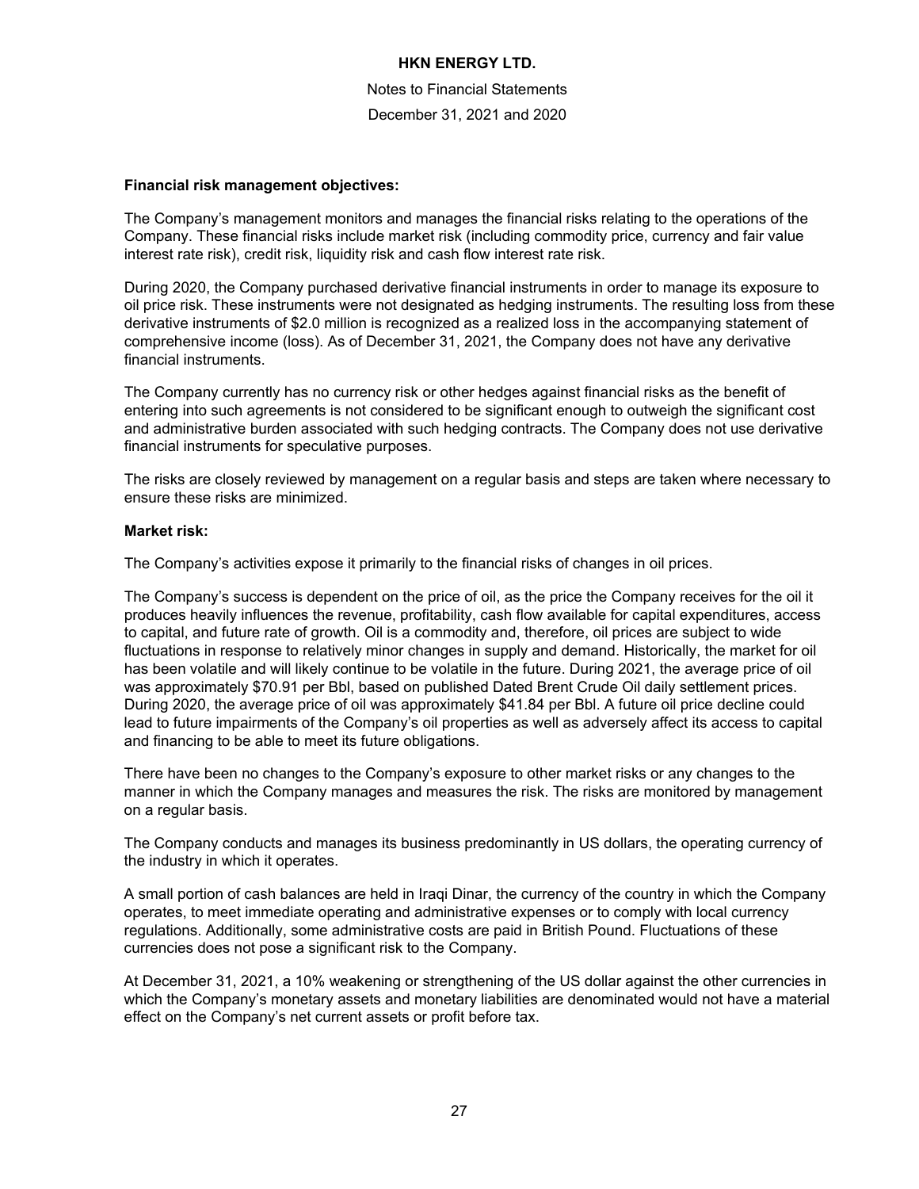**Financial risk management objectives:**

The Company's management monitors and manages the financial risks relating to the operations of the Company. These financial risks include market risk (including commodity price, currency and fair value interest rate risk), credit risk, liquidity risk and cash flow interest rate risk.

During 2020, the Company purchased derivative financial instruments in order to manage its exposure to oil price risk. These instruments were not designated as hedging instruments. The resulting loss from these derivative instruments of $2.0 million is recognized as a realized loss in the accompanying statement of comprehensive income (loss). As of December 31, 2021, the Company does not have any derivative financial instruments.

The Company currently has no currency risk or other hedges against financial risks as the benefit of entering into such agreements is not considered to be significant enough to outweigh the significant cost and administrative burden associated with such hedging contracts. The Company does not use derivative financial instruments for speculative purposes.

The risks are closely reviewed by management on a regular basis and steps are taken where necessary to ensure these risks are minimized.

**Market risk:**

The Company's activities expose it primarily to the financial risks of changes in oil prices.

The Company's success is dependent on the price of oil, as the price the Company receives for the oil it produces heavily influences the revenue, profitability, cash flow available for capital expenditures, access to capital, and future rate of growth. Oil is a commodity and, therefore, oil prices are subject to wide fluctuations in response to relatively minor changes in supply and demand. Historically, the market for oil has been volatile and will likely continue to be volatile in the future. During 2021, the average price of oil was approximately $70.91 per Bbl, based on published Dated Brent Crude Oil daily settlement prices. During 2020, the average price of oil was approximately $41.84 per Bbl. A future oil price decline could lead to future impairments of the Company's oil properties as well as adversely affect its access to capital and financing to be able to meet its future obligations.

There have been no changes to the Company's exposure to other market risks or any changes to the manner in which the Company manages and measures the risk. The risks are monitored by management on a regular basis.

The Company conducts and manages its business predominantly in US dollars, the operating currency of the industry in which it operates.

A small portion of cash balances are held in Iraqi Dinar, the currency of the country in which the Company operates, to meet immediate operating and administrative expenses or to comply with local currency regulations. Additionally, some administrative costs are paid in British Pound. Fluctuations of these currencies does not pose a significant risk to the Company.

At December 31, 2021, a 10% weakening or strengthening of the US dollar against the other currencies in which the Company's monetary assets and monetary liabilities are denominated would not have a material effect on the Company's net current assets or profit before tax.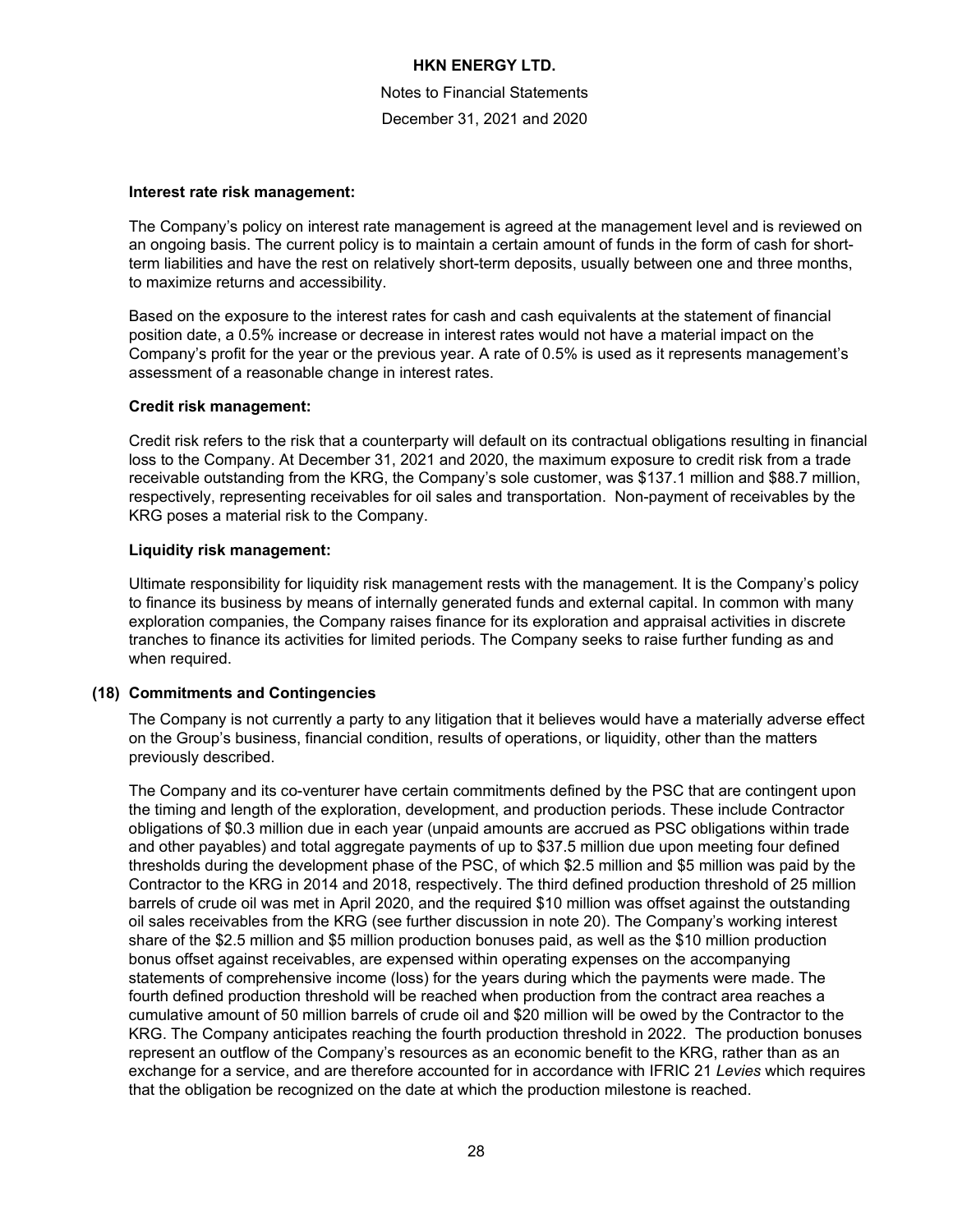**Interest rate risk management:**

The Company's policy on interest rate management is agreed at the management level and is reviewed on an ongoing basis. The current policy is to maintain a certain amount of funds in the form of cash for short-term liabilities and have the rest on relatively short-term deposits, usually between one and three months, to maximize returns and accessibility.

Based on the exposure to the interest rates for cash and cash equivalents at the statement of financial position date, a 0.5% increase or decrease in interest rates would not have a material impact on the Company's profit for the year or the previous year. A rate of 0.5% is used as it represents management's assessment of a reasonable change in interest rates.

**Credit risk management:**

Credit risk refers to the risk that a counterparty will default on its contractual obligations resulting in financial loss to the Company. At December 31, 2021 and 2020, the maximum exposure to credit risk from a trade receivable outstanding from the KRG, the Company's sole customer, was $137.1 million and $88.7 million, respectively, representing receivables for oil sales and transportation. Non-payment of receivables by the KRG poses a material risk to the Company.

**Liquidity risk management:**

Ultimate responsibility for liquidity risk management rests with the management. It is the Company's policy to finance its business by means of internally generated funds and external capital. In common with many exploration companies, the Company raises finance for its exploration and appraisal activities in discrete tranches to finance its activities for limited periods. The Company seeks to raise further funding as and when required.

## (18) Commitments and Contingencies

The Company is not currently a party to any litigation that it believes would have a materially adverse effect on the Group's business, financial condition, results of operations, or liquidity, other than the matters previously described.

The Company and its co-venturer have certain commitments defined by the PSC that are contingent upon the timing and length of the exploration, development, and production periods. These include Contractor obligations of $0.3 million due in each year (unpaid amounts are accrued as PSC obligations within trade and other payables) and total aggregate payments of up to $37.5 million due upon meeting four defined thresholds during the development phase of the PSC, of which $2.5 million and $5 million was paid by the Contractor to the KRG in 2014 and 2018, respectively. The third defined production threshold of 25 million barrels of crude oil was met in April 2020, and the required $10 million was offset against the outstanding oil sales receivables from the KRG (see further discussion in note 20). The Company's working interest share of the $2.5 million and $5 million production bonuses paid, as well as the $10 million production bonus offset against receivables, are expensed within operating expenses on the accompanying statements of comprehensive income (loss) for the years during which the payments were made. The fourth defined production threshold will be reached when production from the contract area reaches a cumulative amount of 50 million barrels of crude oil and $20 million will be owed by the Contractor to the KRG. The Company anticipates reaching the fourth production threshold in 2022. The production bonuses represent an outflow of the Company's resources as an economic benefit to the KRG, rather than as an exchange for a service, and are therefore accounted for in accordance with IFRIC 21 *Levies* which requires that the obligation be recognized on the date at which the production milestone is reached.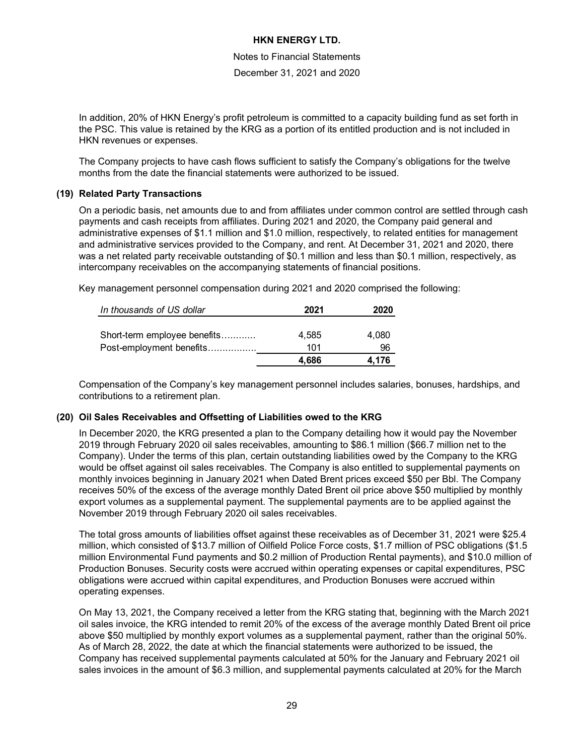In addition, 20% of HKN Energy's profit petroleum is committed to a capacity building fund as set forth in the PSC. This value is retained by the KRG as a portion of its entitled production and is not included in HKN revenues or expenses.

The Company projects to have cash flows sufficient to satisfy the Company's obligations for the twelve months from the date the financial statements were authorized to be issued.

### (19) Related Party Transactions

On a periodic basis, net amounts due to and from affiliates under common control are settled through cash payments and cash receipts from affiliates. During 2021 and 2020, the Company paid general and administrative expenses of $1.1 million and $1.0 million, respectively, to related entities for management and administrative services provided to the Company, and rent. At December 31, 2021 and 2020, there was a net related party receivable outstanding of $0.1 million and less than $0.1 million, respectively, as intercompany receivables on the accompanying statements of financial positions.

Key management personnel compensation during 2021 and 2020 comprised the following:

| *In thousands of US dollar* | 2021 | 2020 |
|---|---|---|
| Short-term employee benefits………… | 4,585 | 4,080 |
| Post-employment benefits…………….. | 101 | 96 |
| | **4,686** | **4,176** |

Compensation of the Company's key management personnel includes salaries, bonuses, hardships, and contributions to a retirement plan.

### (20) Oil Sales Receivables and Offsetting of Liabilities owed to the KRG

In December 2020, the KRG presented a plan to the Company detailing how it would pay the November 2019 through February 2020 oil sales receivables, amounting to $86.1 million ($66.7 million net to the Company). Under the terms of this plan, certain outstanding liabilities owed by the Company to the KRG would be offset against oil sales receivables. The Company is also entitled to supplemental payments on monthly invoices beginning in January 2021 when Dated Brent prices exceed $50 per Bbl. The Company receives 50% of the excess of the average monthly Dated Brent oil price above $50 multiplied by monthly export volumes as a supplemental payment. The supplemental payments are to be applied against the November 2019 through February 2020 oil sales receivables.

The total gross amounts of liabilities offset against these receivables as of December 31, 2021 were $25.4 million, which consisted of $13.7 million of Oilfield Police Force costs, $1.7 million of PSC obligations ($1.5 million Environmental Fund payments and $0.2 million of Production Rental payments), and $10.0 million of Production Bonuses. Security costs were accrued within operating expenses or capital expenditures, PSC obligations were accrued within capital expenditures, and Production Bonuses were accrued within operating expenses.

On May 13, 2021, the Company received a letter from the KRG stating that, beginning with the March 2021 oil sales invoice, the KRG intended to remit 20% of the excess of the average monthly Dated Brent oil price above $50 multiplied by monthly export volumes as a supplemental payment, rather than the original 50%. As of March 28, 2022, the date at which the financial statements were authorized to be issued, the Company has received supplemental payments calculated at 50% for the January and February 2021 oil sales invoices in the amount of $6.3 million, and supplemental payments calculated at 20% for the March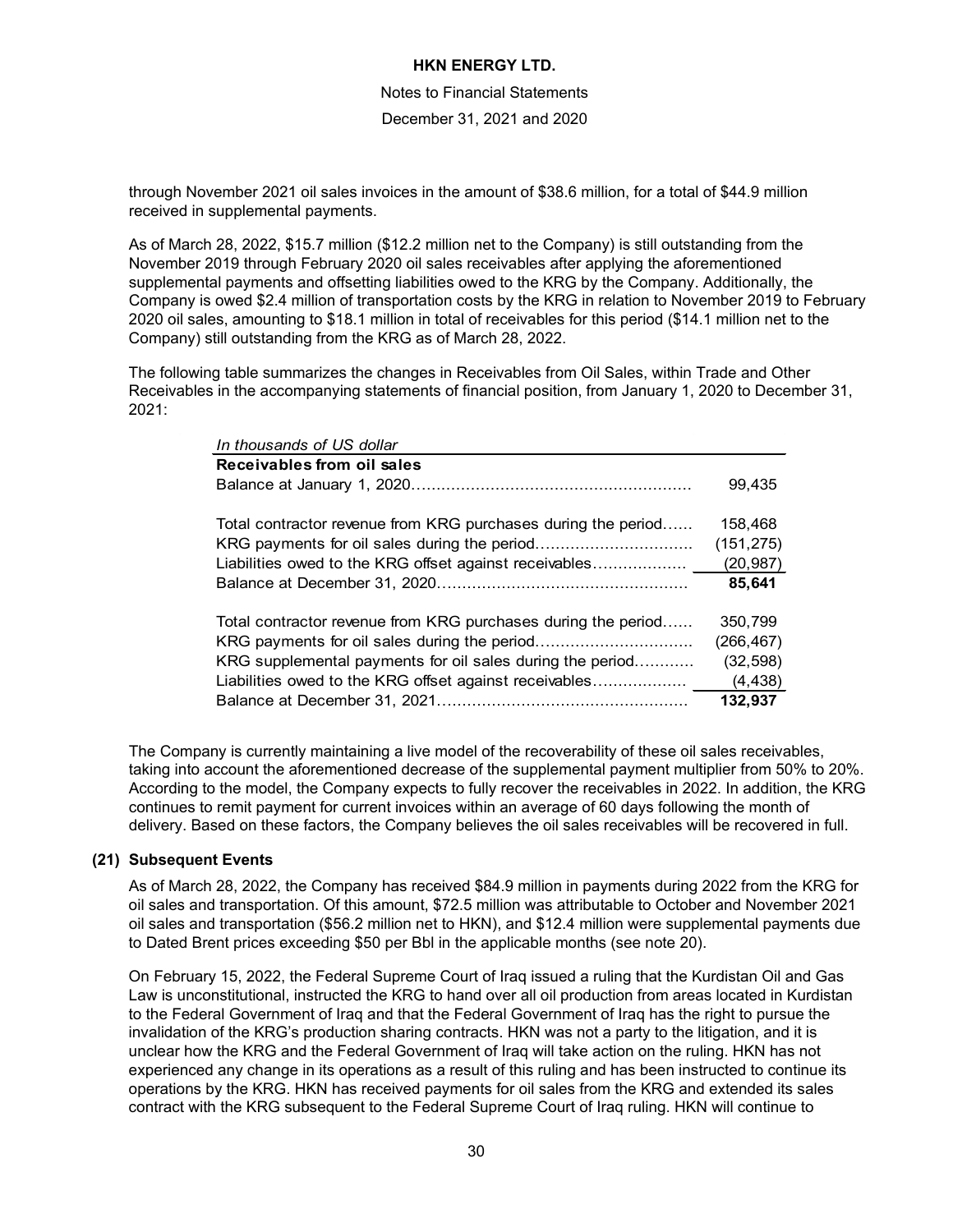through November 2021 oil sales invoices in the amount of $38.6 million, for a total of $44.9 million received in supplemental payments.

As of March 28, 2022, $15.7 million ($12.2 million net to the Company) is still outstanding from the November 2019 through February 2020 oil sales receivables after applying the aforementioned supplemental payments and offsetting liabilities owed to the KRG by the Company. Additionally, the Company is owed $2.4 million of transportation costs by the KRG in relation to November 2019 to February 2020 oil sales, amounting to $18.1 million in total of receivables for this period ($14.1 million net to the Company) still outstanding from the KRG as of March 28, 2022.

The following table summarizes the changes in Receivables from Oil Sales, within Trade and Other Receivables in the accompanying statements of financial position, from January 1, 2020 to December 31, 2021:

| *In thousands of US dollar* | |
|---|---|
| **Receivables from oil sales** | |
| Balance at January 1, 2020 | 99,435 |
| | |
| Total contractor revenue from KRG purchases during the period | 158,468 |
| KRG payments for oil sales during the period | (151,275) |
| Liabilities owed to the KRG offset against receivables | (20,987) |
| Balance at December 31, 2020 | **85,641** |
| | |
| Total contractor revenue from KRG purchases during the period | 350,799 |
| KRG payments for oil sales during the period | (266,467) |
| KRG supplemental payments for oil sales during the period | (32,598) |
| Liabilities owed to the KRG offset against receivables | (4,438) |
| Balance at December 31, 2021 | **132,937** |

The Company is currently maintaining a live model of the recoverability of these oil sales receivables, taking into account the aforementioned decrease of the supplemental payment multiplier from 50% to 20%. According to the model, the Company expects to fully recover the receivables in 2022. In addition, the KRG continues to remit payment for current invoices within an average of 60 days following the month of delivery. Based on these factors, the Company believes the oil sales receivables will be recovered in full.

## (21) Subsequent Events

As of March 28, 2022, the Company has received $84.9 million in payments during 2022 from the KRG for oil sales and transportation. Of this amount, $72.5 million was attributable to October and November 2021 oil sales and transportation ($56.2 million net to HKN), and $12.4 million were supplemental payments due to Dated Brent prices exceeding $50 per Bbl in the applicable months (see note 20).

On February 15, 2022, the Federal Supreme Court of Iraq issued a ruling that the Kurdistan Oil and Gas Law is unconstitutional, instructed the KRG to hand over all oil production from areas located in Kurdistan to the Federal Government of Iraq and that the Federal Government of Iraq has the right to pursue the invalidation of the KRG's production sharing contracts. HKN was not a party to the litigation, and it is unclear how the KRG and the Federal Government of Iraq will take action on the ruling. HKN has not experienced any change in its operations as a result of this ruling and has been instructed to continue its operations by the KRG. HKN has received payments for oil sales from the KRG and extended its sales contract with the KRG subsequent to the Federal Supreme Court of Iraq ruling. HKN will continue to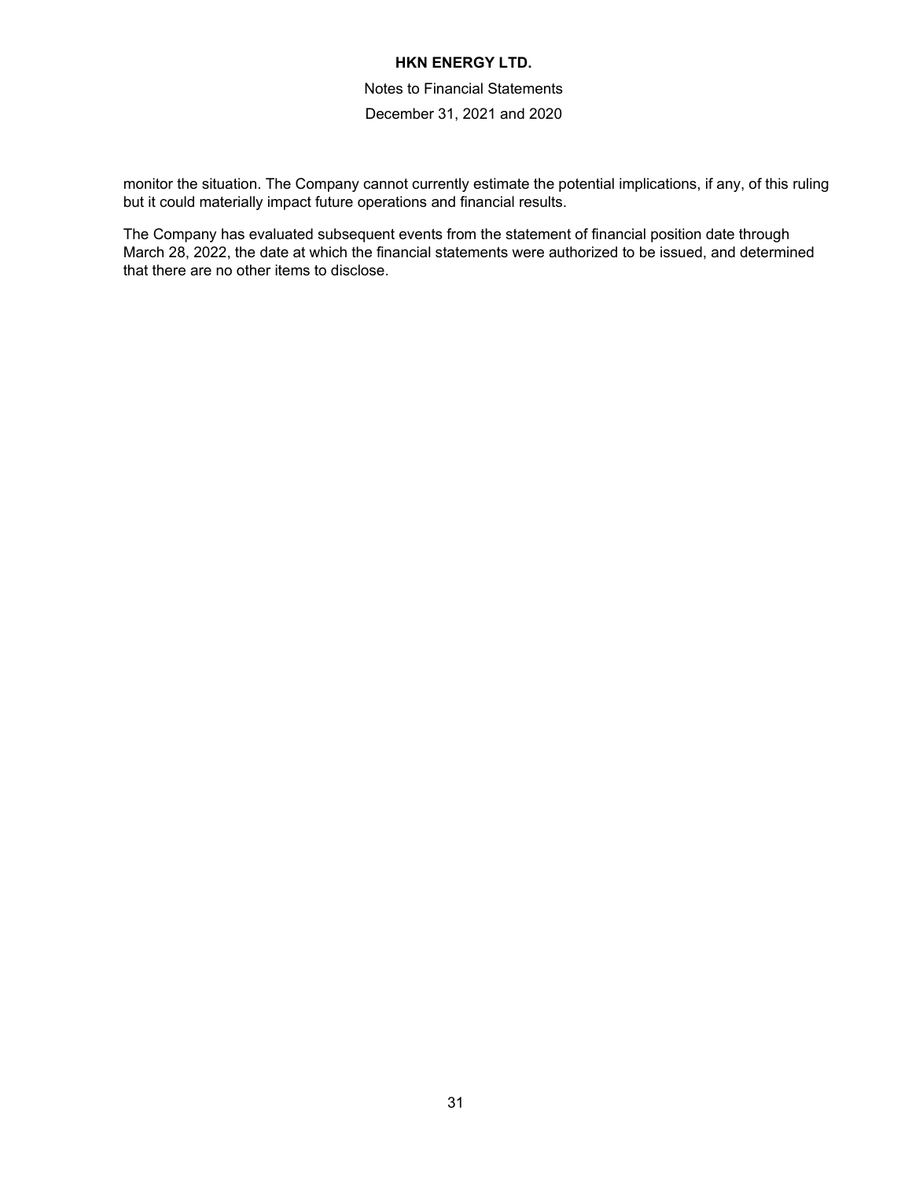monitor the situation. The Company cannot currently estimate the potential implications, if any, of this ruling but it could materially impact future operations and financial results.

The Company has evaluated subsequent events from the statement of financial position date through March 28, 2022, the date at which the financial statements were authorized to be issued, and determined that there are no other items to disclose.